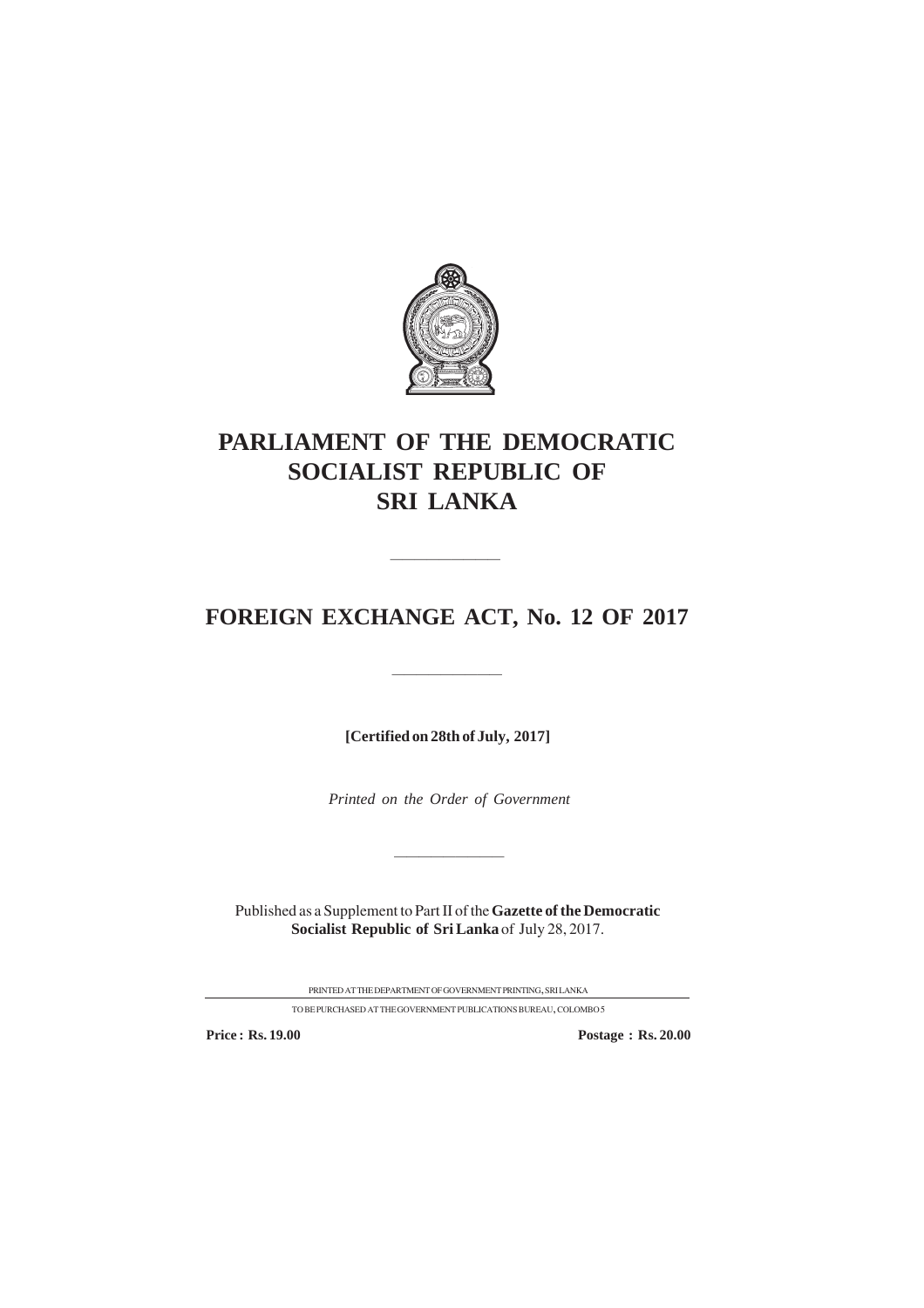# PARLIAMENT OF THE DEMOCRATIC SOCIALIST REPUBLIC OF SRI LANKA

---

# FOREIGN EXCHANGE ACT, No. 12 OF 2017

---

**[Certified on 28th of July, 2017]**

*Printed on the Order of Government*

---

Published as a Supplement to Part II of the **Gazette of the Democratic Socialist Republic of Sri Lanka** of July 28, 2017.

PRINTED AT THE DEPARTMENT OF GOVERNMENT PRINTING, SRI LANKA

TO BE PURCHASED AT THE GOVERNMENT PUBLICATIONS BUREAU, COLOMBO 5

**Price : Rs. 19.00** **Postage : Rs. 20.00**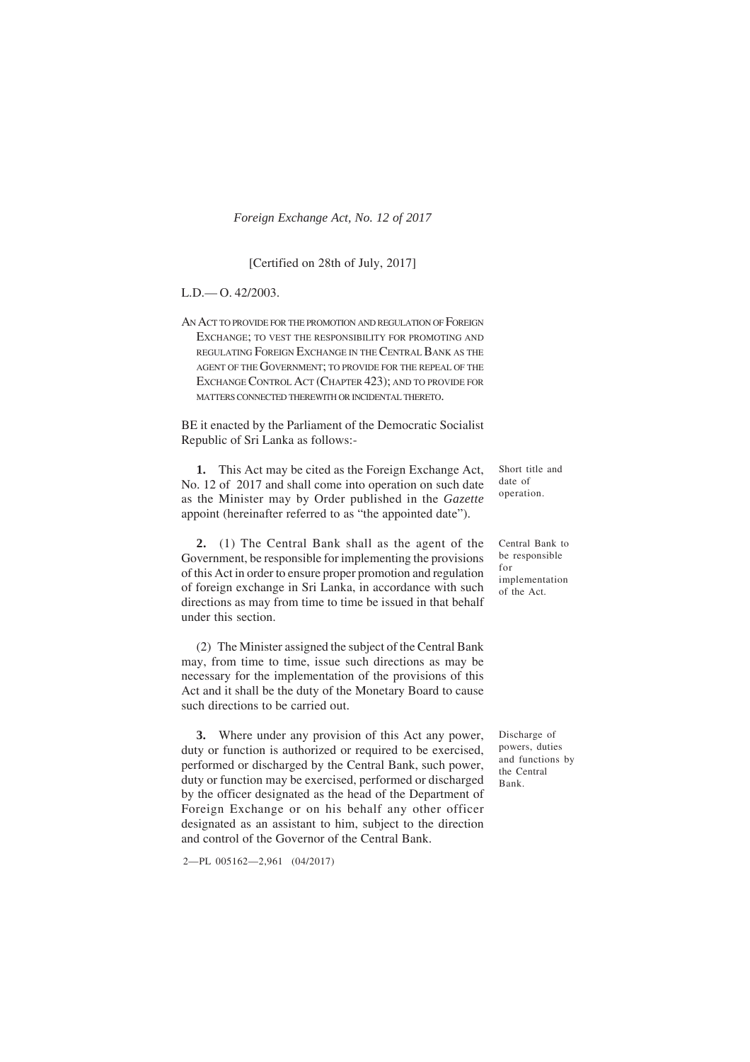*Foreign Exchange Act, No. 12 of 2017*

[Certified on 28th of July, 2017]

L.D.— O. 42/2003.

AN ACT TO PROVIDE FOR THE PROMOTION AND REGULATION OF FOREIGN EXCHANGE; TO VEST THE RESPONSIBILITY FOR PROMOTING AND REGULATING FOREIGN EXCHANGE IN THE CENTRAL BANK AS THE AGENT OF THE GOVERNMENT; TO PROVIDE FOR THE REPEAL OF THE EXCHANGE CONTROL ACT (CHAPTER 423); AND TO PROVIDE FOR MATTERS CONNECTED THEREWITH OR INCIDENTAL THERETO.

BE it enacted by the Parliament of the Democratic Socialist Republic of Sri Lanka as follows:-

Short title and date of operation.

**1.** This Act may be cited as the Foreign Exchange Act, No. 12 of 2017 and shall come into operation on such date as the Minister may by Order published in the *Gazette* appoint (hereinafter referred to as "the appointed date").

Central Bank to be responsible for implementation of the Act.

**2.** (1) The Central Bank shall as the agent of the Government, be responsible for implementing the provisions of this Act in order to ensure proper promotion and regulation of foreign exchange in Sri Lanka, in accordance with such directions as may from time to time be issued in that behalf under this section.

(2) The Minister assigned the subject of the Central Bank may, from time to time, issue such directions as may be necessary for the implementation of the provisions of this Act and it shall be the duty of the Monetary Board to cause such directions to be carried out.

Discharge of powers, duties and functions by the Central Bank.

**3.** Where under any provision of this Act any power, duty or function is authorized or required to be exercised, performed or discharged by the Central Bank, such power, duty or function may be exercised, performed or discharged by the officer designated as the head of the Department of Foreign Exchange or on his behalf any other officer designated as an assistant to him, subject to the direction and control of the Governor of the Central Bank.

2—PL 005162—2,961 (04/2017)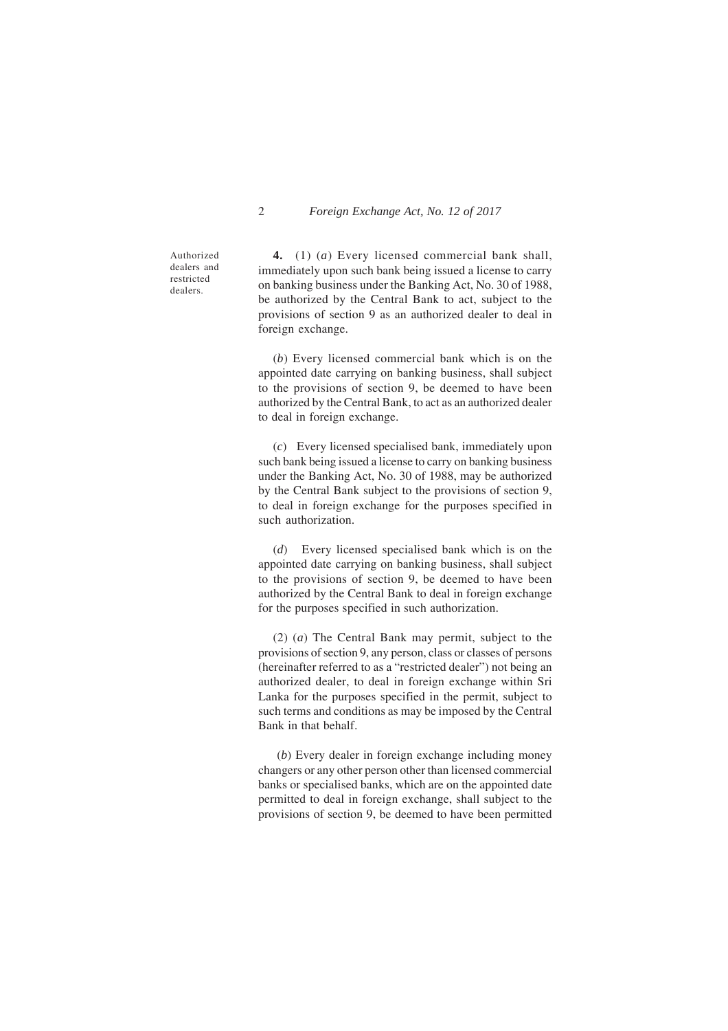Authorized dealers and restricted dealers.

**4.** (1) (*a*) Every licensed commercial bank shall, immediately upon such bank being issued a license to carry on banking business under the Banking Act, No. 30 of 1988, be authorized by the Central Bank to act, subject to the provisions of section 9 as an authorized dealer to deal in foreign exchange.

(*b*) Every licensed commercial bank which is on the appointed date carrying on banking business, shall subject to the provisions of section 9, be deemed to have been authorized by the Central Bank, to act as an authorized dealer to deal in foreign exchange.

(*c*) Every licensed specialised bank, immediately upon such bank being issued a license to carry on banking business under the Banking Act, No. 30 of 1988, may be authorized by the Central Bank subject to the provisions of section 9, to deal in foreign exchange for the purposes specified in such authorization.

(*d*) Every licensed specialised bank which is on the appointed date carrying on banking business, shall subject to the provisions of section 9, be deemed to have been authorized by the Central Bank to deal in foreign exchange for the purposes specified in such authorization.

(2) (*a*) The Central Bank may permit, subject to the provisions of section 9, any person, class or classes of persons (hereinafter referred to as a "restricted dealer") not being an authorized dealer, to deal in foreign exchange within Sri Lanka for the purposes specified in the permit, subject to such terms and conditions as may be imposed by the Central Bank in that behalf.

(*b*) Every dealer in foreign exchange including money changers or any other person other than licensed commercial banks or specialised banks, which are on the appointed date permitted to deal in foreign exchange, shall subject to the provisions of section 9, be deemed to have been permitted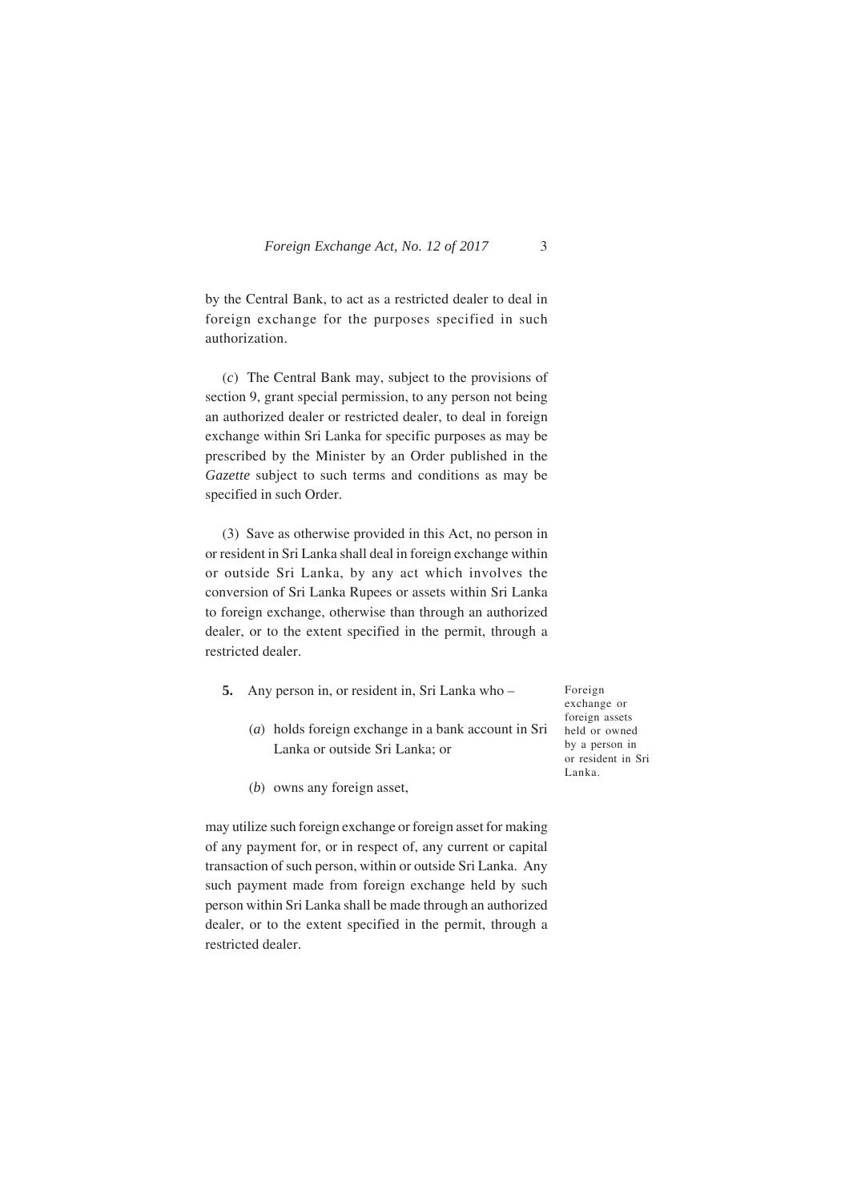by the Central Bank, to act as a restricted dealer to deal in foreign exchange for the purposes specified in such authorization.

(*c*) The Central Bank may, subject to the provisions of section 9, grant special permission, to any person not being an authorized dealer or restricted dealer, to deal in foreign exchange within Sri Lanka for specific purposes as may be prescribed by the Minister by an Order published in the *Gazette* subject to such terms and conditions as may be specified in such Order.

(3) Save as otherwise provided in this Act, no person in or resident in Sri Lanka shall deal in foreign exchange within or outside Sri Lanka, by any act which involves the conversion of Sri Lanka Rupees or assets within Sri Lanka to foreign exchange, otherwise than through an authorized dealer, or to the extent specified in the permit, through a restricted dealer.

Foreign exchange or foreign assets held or owned by a person in or resident in Sri Lanka.

**5.** Any person in, or resident in, Sri Lanka who –

(*a*) holds foreign exchange in a bank account in Sri Lanka or outside Sri Lanka; or

(*b*) owns any foreign asset,

may utilize such foreign exchange or foreign asset for making of any payment for, or in respect of, any current or capital transaction of such person, within or outside Sri Lanka. Any such payment made from foreign exchange held by such person within Sri Lanka shall be made through an authorized dealer, or to the extent specified in the permit, through a restricted dealer.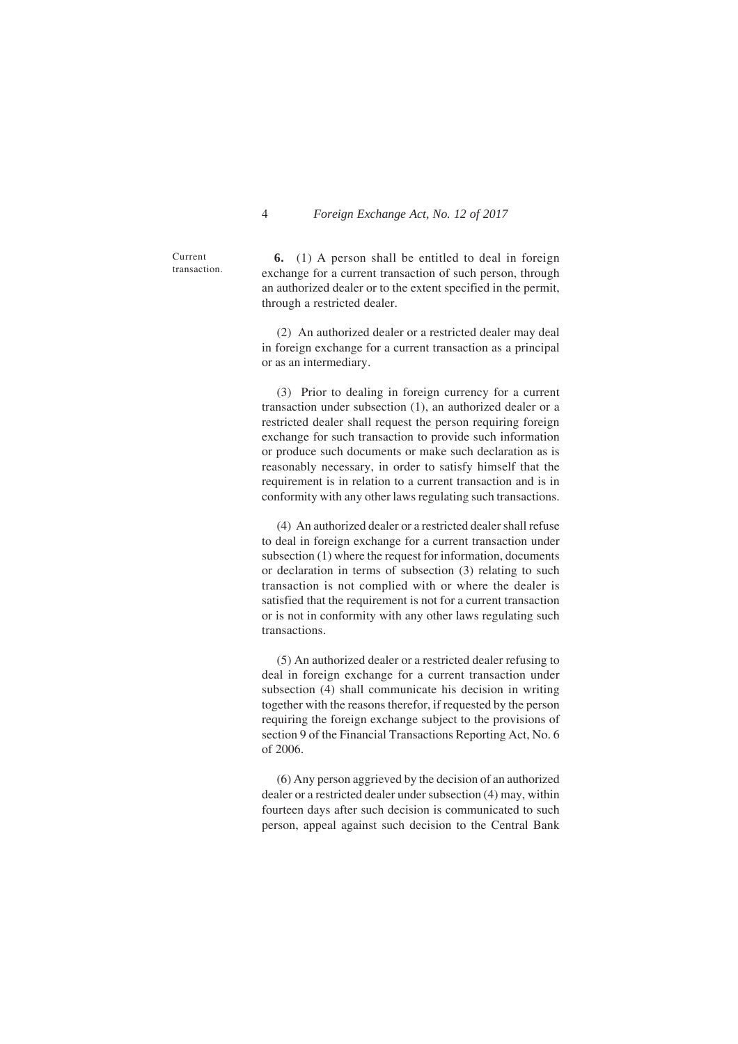Current transaction.

**6.** (1) A person shall be entitled to deal in foreign exchange for a current transaction of such person, through an authorized dealer or to the extent specified in the permit, through a restricted dealer.

(2) An authorized dealer or a restricted dealer may deal in foreign exchange for a current transaction as a principal or as an intermediary.

(3) Prior to dealing in foreign currency for a current transaction under subsection (1), an authorized dealer or a restricted dealer shall request the person requiring foreign exchange for such transaction to provide such information or produce such documents or make such declaration as is reasonably necessary, in order to satisfy himself that the requirement is in relation to a current transaction and is in conformity with any other laws regulating such transactions.

(4) An authorized dealer or a restricted dealer shall refuse to deal in foreign exchange for a current transaction under subsection (1) where the request for information, documents or declaration in terms of subsection (3) relating to such transaction is not complied with or where the dealer is satisfied that the requirement is not for a current transaction or is not in conformity with any other laws regulating such transactions.

(5) An authorized dealer or a restricted dealer refusing to deal in foreign exchange for a current transaction under subsection (4) shall communicate his decision in writing together with the reasons therefor, if requested by the person requiring the foreign exchange subject to the provisions of section 9 of the Financial Transactions Reporting Act, No. 6 of 2006.

(6) Any person aggrieved by the decision of an authorized dealer or a restricted dealer under subsection (4) may, within fourteen days after such decision is communicated to such person, appeal against such decision to the Central Bank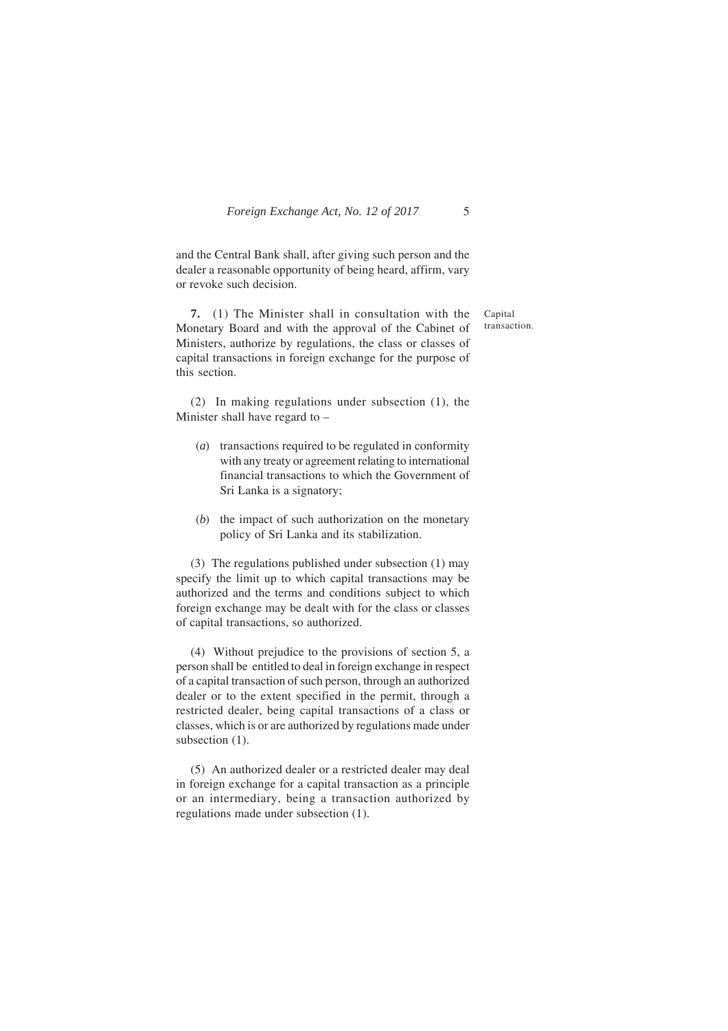and the Central Bank shall, after giving such person and the dealer a reasonable opportunity of being heard, affirm, vary or revoke such decision.

**7.** (1) The Minister shall in consultation with the Monetary Board and with the approval of the Cabinet of Ministers, authorize by regulations, the class or classes of capital transactions in foreign exchange for the purpose of this section.

Capital transaction.

(2) In making regulations under subsection (1), the Minister shall have regard to –

(*a*) transactions required to be regulated in conformity with any treaty or agreement relating to international financial transactions to which the Government of Sri Lanka is a signatory;

(*b*) the impact of such authorization on the monetary policy of Sri Lanka and its stabilization.

(3) The regulations published under subsection (1) may specify the limit up to which capital transactions may be authorized and the terms and conditions subject to which foreign exchange may be dealt with for the class or classes of capital transactions, so authorized.

(4) Without prejudice to the provisions of section 5, a person shall be entitled to deal in foreign exchange in respect of a capital transaction of such person, through an authorized dealer or to the extent specified in the permit, through a restricted dealer, being capital transactions of a class or classes, which is or are authorized by regulations made under subsection (1).

(5) An authorized dealer or a restricted dealer may deal in foreign exchange for a capital transaction as a principle or an intermediary, being a transaction authorized by regulations made under subsection (1).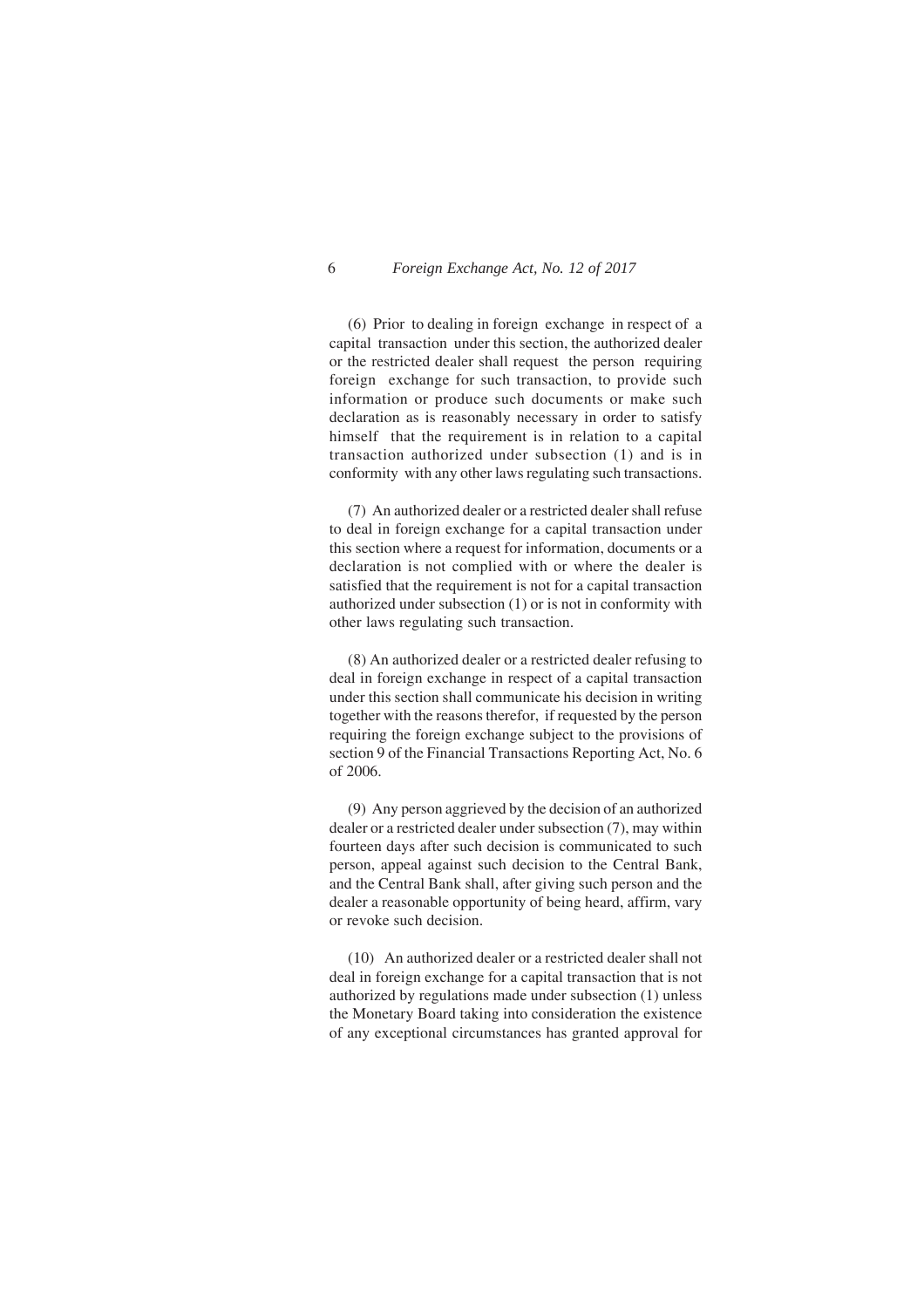(6) Prior to dealing in foreign exchange in respect of a capital transaction under this section, the authorized dealer or the restricted dealer shall request the person requiring foreign exchange for such transaction, to provide such information or produce such documents or make such declaration as is reasonably necessary in order to satisfy himself that the requirement is in relation to a capital transaction authorized under subsection (1) and is in conformity with any other laws regulating such transactions.

(7) An authorized dealer or a restricted dealer shall refuse to deal in foreign exchange for a capital transaction under this section where a request for information, documents or a declaration is not complied with or where the dealer is satisfied that the requirement is not for a capital transaction authorized under subsection (1) or is not in conformity with other laws regulating such transaction.

(8) An authorized dealer or a restricted dealer refusing to deal in foreign exchange in respect of a capital transaction under this section shall communicate his decision in writing together with the reasons therefor, if requested by the person requiring the foreign exchange subject to the provisions of section 9 of the Financial Transactions Reporting Act, No. 6 of 2006.

(9) Any person aggrieved by the decision of an authorized dealer or a restricted dealer under subsection (7), may within fourteen days after such decision is communicated to such person, appeal against such decision to the Central Bank, and the Central Bank shall, after giving such person and the dealer a reasonable opportunity of being heard, affirm, vary or revoke such decision.

(10) An authorized dealer or a restricted dealer shall not deal in foreign exchange for a capital transaction that is not authorized by regulations made under subsection (1) unless the Monetary Board taking into consideration the existence of any exceptional circumstances has granted approval for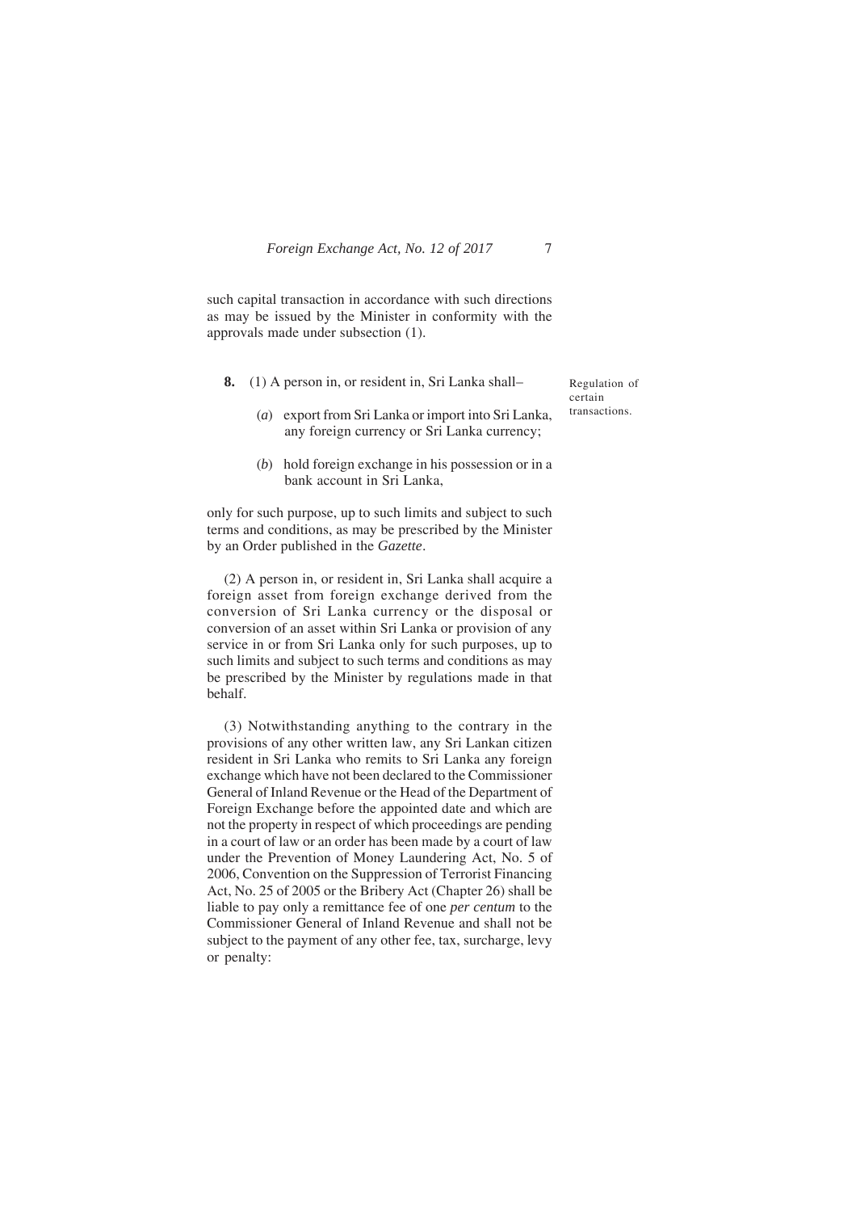such capital transaction in accordance with such directions as may be issued by the Minister in conformity with the approvals made under subsection (1).

Regulation of certain transactions.

**8.** (1) A person in, or resident in, Sri Lanka shall–

(*a*) export from Sri Lanka or import into Sri Lanka, any foreign currency or Sri Lanka currency;

(*b*) hold foreign exchange in his possession or in a bank account in Sri Lanka,

only for such purpose, up to such limits and subject to such terms and conditions, as may be prescribed by the Minister by an Order published in the *Gazette*.

(2) A person in, or resident in, Sri Lanka shall acquire a foreign asset from foreign exchange derived from the conversion of Sri Lanka currency or the disposal or conversion of an asset within Sri Lanka or provision of any service in or from Sri Lanka only for such purposes, up to such limits and subject to such terms and conditions as may be prescribed by the Minister by regulations made in that behalf.

(3) Notwithstanding anything to the contrary in the provisions of any other written law, any Sri Lankan citizen resident in Sri Lanka who remits to Sri Lanka any foreign exchange which have not been declared to the Commissioner General of Inland Revenue or the Head of the Department of Foreign Exchange before the appointed date and which are not the property in respect of which proceedings are pending in a court of law or an order has been made by a court of law under the Prevention of Money Laundering Act, No. 5 of 2006, Convention on the Suppression of Terrorist Financing Act, No. 25 of 2005 or the Bribery Act (Chapter 26) shall be liable to pay only a remittance fee of one *per centum* to the Commissioner General of Inland Revenue and shall not be subject to the payment of any other fee, tax, surcharge, levy or penalty: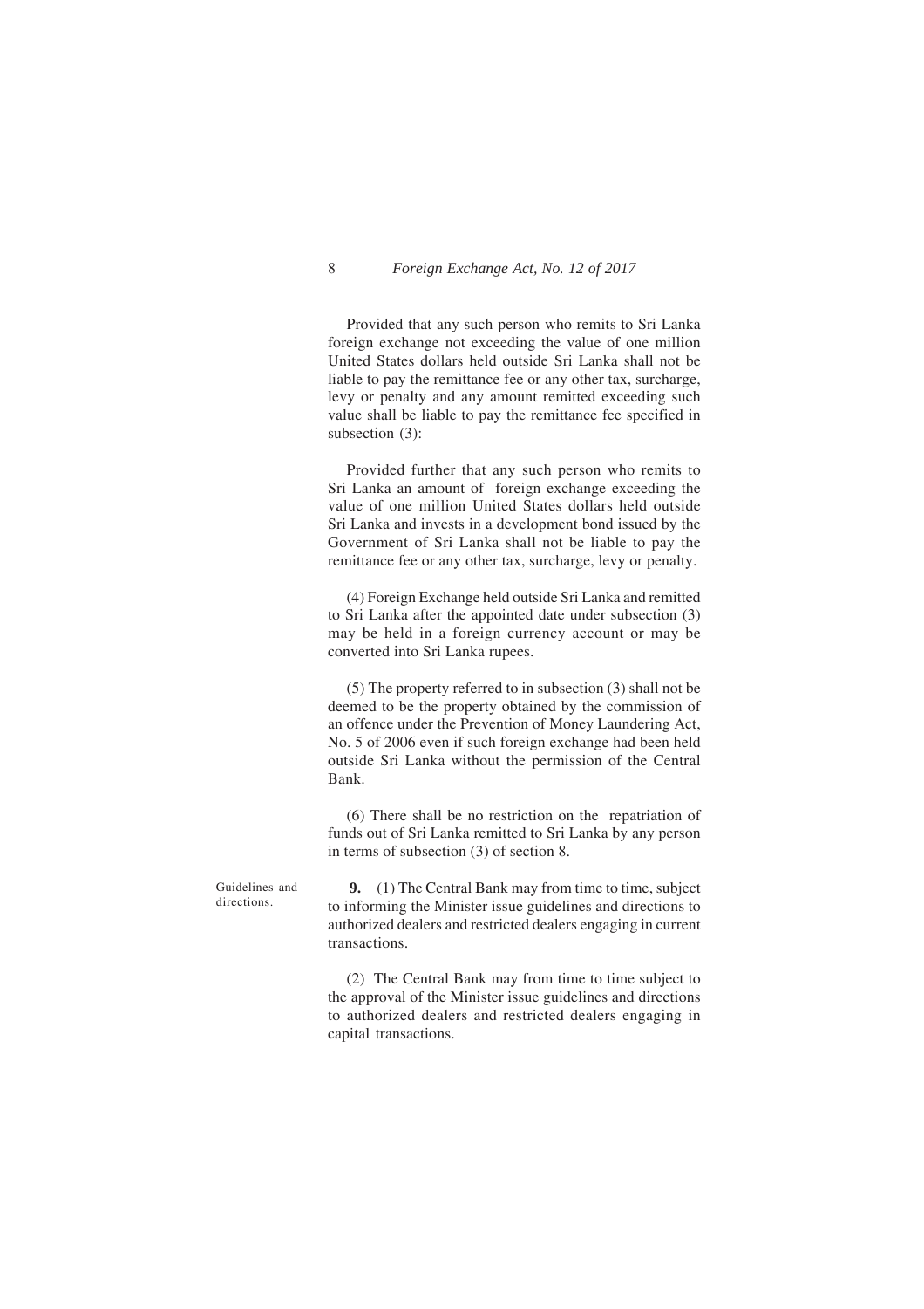Provided that any such person who remits to Sri Lanka foreign exchange not exceeding the value of one million United States dollars held outside Sri Lanka shall not be liable to pay the remittance fee or any other tax, surcharge, levy or penalty and any amount remitted exceeding such value shall be liable to pay the remittance fee specified in subsection (3):

Provided further that any such person who remits to Sri Lanka an amount of foreign exchange exceeding the value of one million United States dollars held outside Sri Lanka and invests in a development bond issued by the Government of Sri Lanka shall not be liable to pay the remittance fee or any other tax, surcharge, levy or penalty.

(4) Foreign Exchange held outside Sri Lanka and remitted to Sri Lanka after the appointed date under subsection (3) may be held in a foreign currency account or may be converted into Sri Lanka rupees.

(5) The property referred to in subsection (3) shall not be deemed to be the property obtained by the commission of an offence under the Prevention of Money Laundering Act, No. 5 of 2006 even if such foreign exchange had been held outside Sri Lanka without the permission of the Central Bank.

(6) There shall be no restriction on the repatriation of funds out of Sri Lanka remitted to Sri Lanka by any person in terms of subsection (3) of section 8.

Guidelines and directions.

**9.** (1) The Central Bank may from time to time, subject to informing the Minister issue guidelines and directions to authorized dealers and restricted dealers engaging in current transactions.

(2) The Central Bank may from time to time subject to the approval of the Minister issue guidelines and directions to authorized dealers and restricted dealers engaging in capital transactions.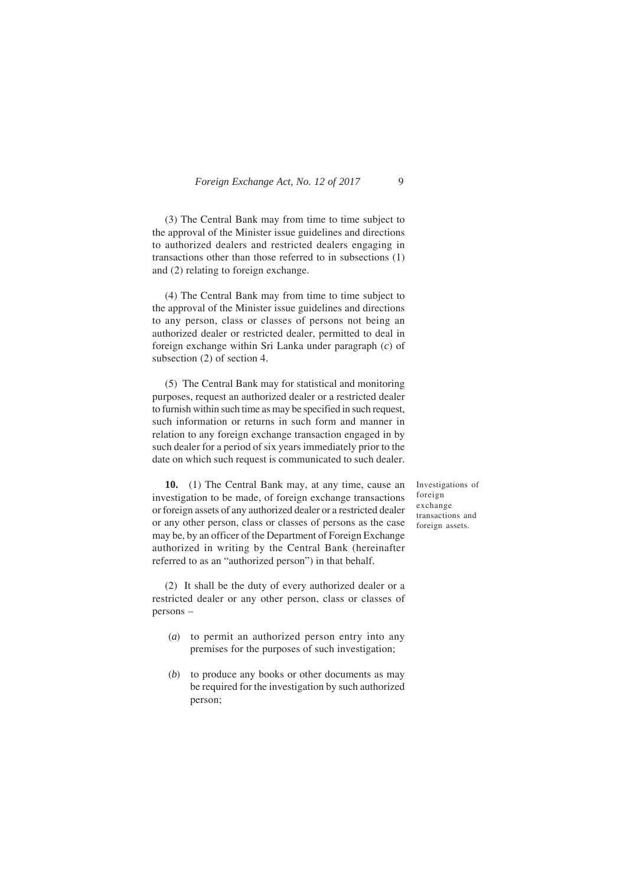(3) The Central Bank may from time to time subject to the approval of the Minister issue guidelines and directions to authorized dealers and restricted dealers engaging in transactions other than those referred to in subsections (1) and (2) relating to foreign exchange.

(4) The Central Bank may from time to time subject to the approval of the Minister issue guidelines and directions to any person, class or classes of persons not being an authorized dealer or restricted dealer, permitted to deal in foreign exchange within Sri Lanka under paragraph (*c*) of subsection (2) of section 4.

(5) The Central Bank may for statistical and monitoring purposes, request an authorized dealer or a restricted dealer to furnish within such time as may be specified in such request, such information or returns in such form and manner in relation to any foreign exchange transaction engaged in by such dealer for a period of six years immediately prior to the date on which such request is communicated to such dealer.

Investigations of foreign exchange transactions and foreign assets.

**10.** (1) The Central Bank may, at any time, cause an investigation to be made, of foreign exchange transactions or foreign assets of any authorized dealer or a restricted dealer or any other person, class or classes of persons as the case may be, by an officer of the Department of Foreign Exchange authorized in writing by the Central Bank (hereinafter referred to as an "authorized person") in that behalf.

(2) It shall be the duty of every authorized dealer or a restricted dealer or any other person, class or classes of persons –

(*a*) to permit an authorized person entry into any premises for the purposes of such investigation;

(*b*) to produce any books or other documents as may be required for the investigation by such authorized person;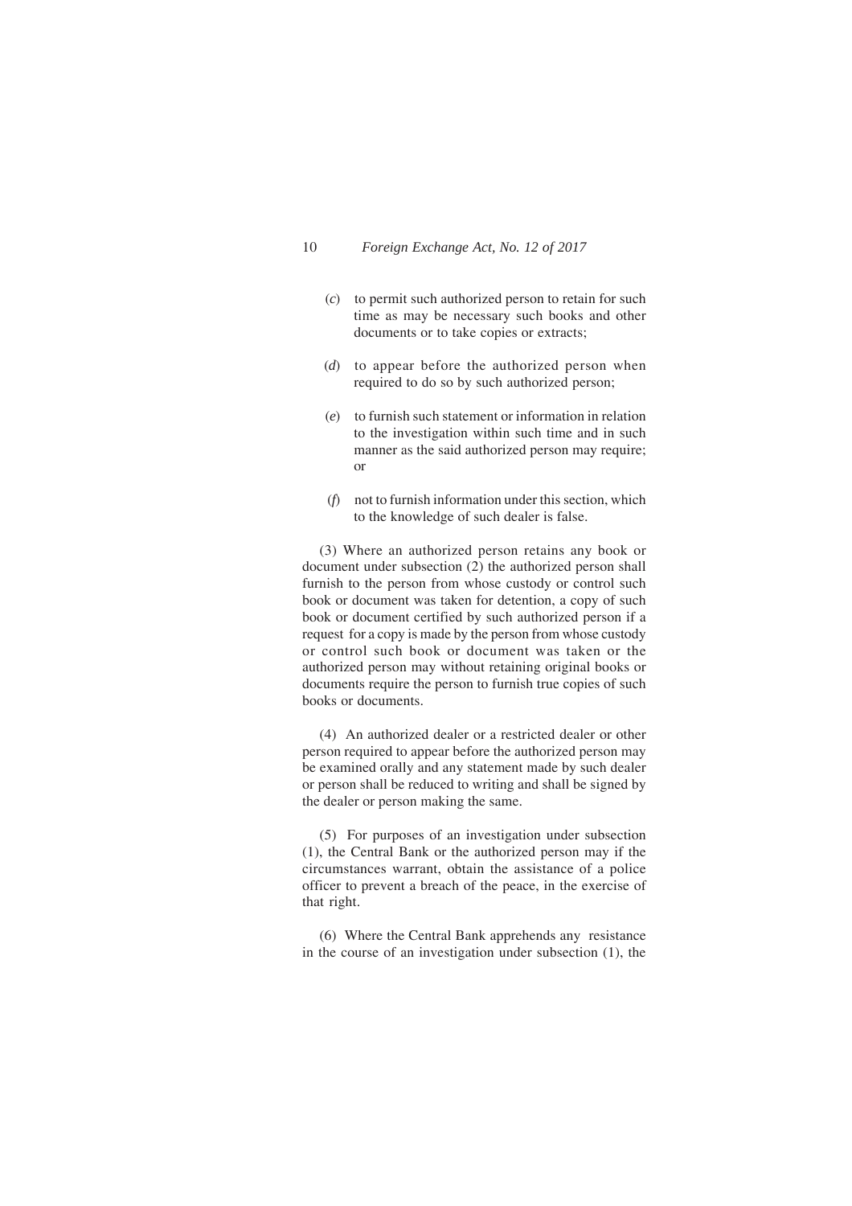(*c*) to permit such authorized person to retain for such time as may be necessary such books and other documents or to take copies or extracts;

(*d*) to appear before the authorized person when required to do so by such authorized person;

(*e*) to furnish such statement or information in relation to the investigation within such time and in such manner as the said authorized person may require; or

(*f*) not to furnish information under this section, which to the knowledge of such dealer is false.

(3) Where an authorized person retains any book or document under subsection (2) the authorized person shall furnish to the person from whose custody or control such book or document was taken for detention, a copy of such book or document certified by such authorized person if a request for a copy is made by the person from whose custody or control such book or document was taken or the authorized person may without retaining original books or documents require the person to furnish true copies of such books or documents.

(4) An authorized dealer or a restricted dealer or other person required to appear before the authorized person may be examined orally and any statement made by such dealer or person shall be reduced to writing and shall be signed by the dealer or person making the same.

(5) For purposes of an investigation under subsection (1), the Central Bank or the authorized person may if the circumstances warrant, obtain the assistance of a police officer to prevent a breach of the peace, in the exercise of that right.

(6) Where the Central Bank apprehends any resistance in the course of an investigation under subsection (1), the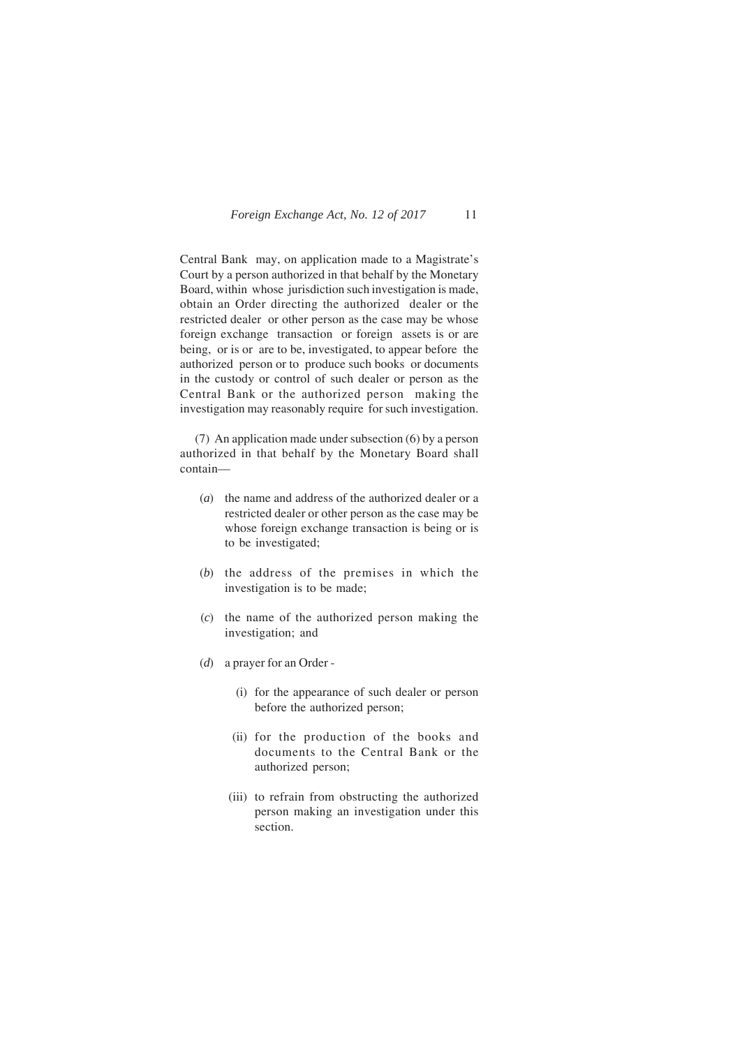Central Bank may, on application made to a Magistrate's Court by a person authorized in that behalf by the Monetary Board, within whose jurisdiction such investigation is made, obtain an Order directing the authorized dealer or the restricted dealer or other person as the case may be whose foreign exchange transaction or foreign assets is or are being, or is or are to be, investigated, to appear before the authorized person or to produce such books or documents in the custody or control of such dealer or person as the Central Bank or the authorized person making the investigation may reasonably require for such investigation.

(7) An application made under subsection (6) by a person authorized in that behalf by the Monetary Board shall contain—

(*a*) the name and address of the authorized dealer or a restricted dealer or other person as the case may be whose foreign exchange transaction is being or is to be investigated;

(*b*) the address of the premises in which the investigation is to be made;

(*c*) the name of the authorized person making the investigation; and

(*d*) a prayer for an Order -

(i) for the appearance of such dealer or person before the authorized person;

(ii) for the production of the books and documents to the Central Bank or the authorized person;

(iii) to refrain from obstructing the authorized person making an investigation under this section.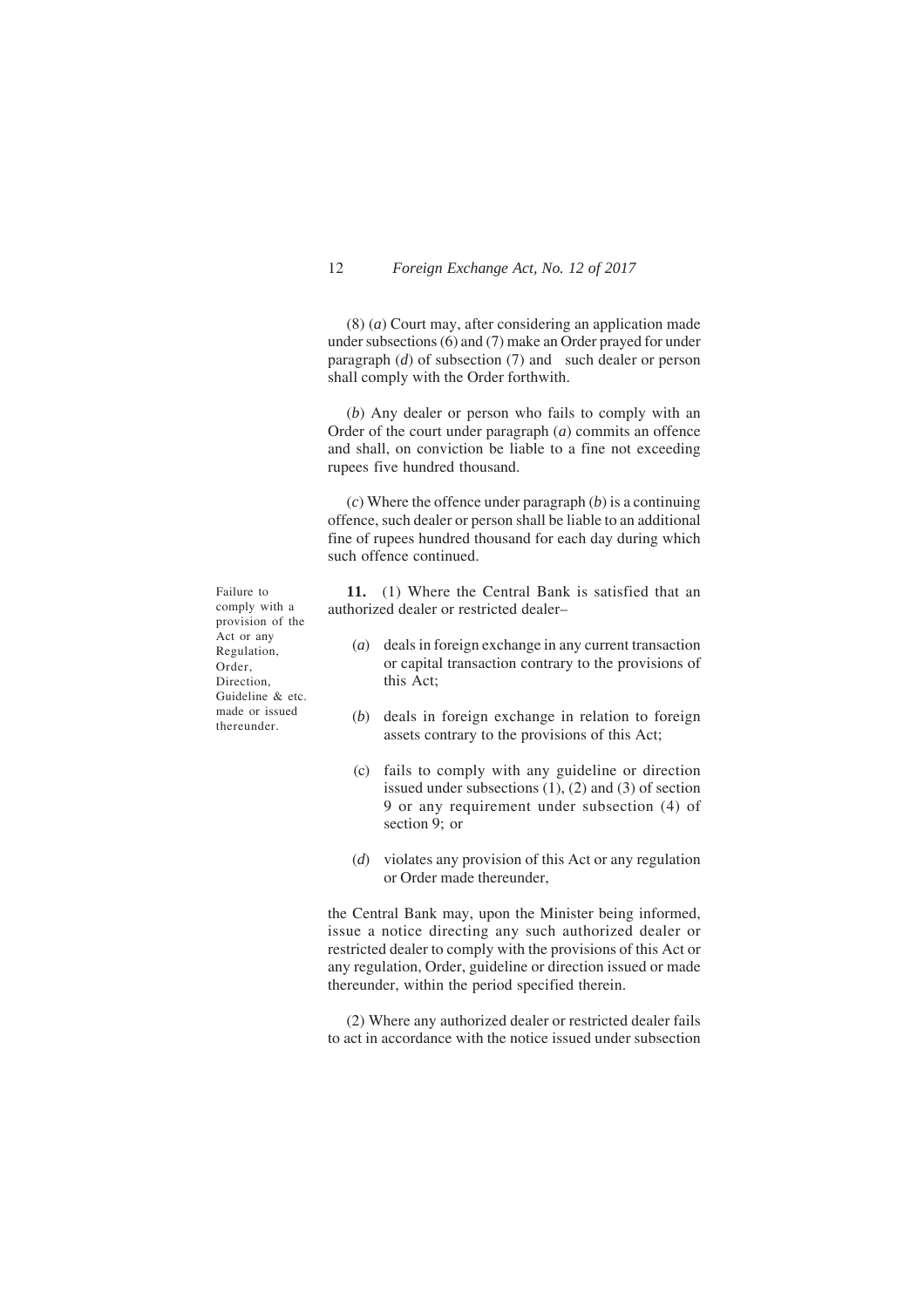(8) (*a*) Court may, after considering an application made under subsections (6) and (7) make an Order prayed for under paragraph (*d*) of subsection (7) and such dealer or person shall comply with the Order forthwith.

(*b*) Any dealer or person who fails to comply with an Order of the court under paragraph (*a*) commits an offence and shall, on conviction be liable to a fine not exceeding rupees five hundred thousand.

(*c*) Where the offence under paragraph (*b*) is a continuing offence, such dealer or person shall be liable to an additional fine of rupees hundred thousand for each day during which such offence continued.

Failure to comply with a provision of the Act or any Regulation, Order, Direction, Guideline & etc. made or issued thereunder.

**11.** (1) Where the Central Bank is satisfied that an authorized dealer or restricted dealer–

(*a*) deals in foreign exchange in any current transaction or capital transaction contrary to the provisions of this Act;

(*b*) deals in foreign exchange in relation to foreign assets contrary to the provisions of this Act;

(c) fails to comply with any guideline or direction issued under subsections (1), (2) and (3) of section 9 or any requirement under subsection (4) of section 9; or

(*d*) violates any provision of this Act or any regulation or Order made thereunder,

the Central Bank may, upon the Minister being informed, issue a notice directing any such authorized dealer or restricted dealer to comply with the provisions of this Act or any regulation, Order, guideline or direction issued or made thereunder, within the period specified therein.

(2) Where any authorized dealer or restricted dealer fails to act in accordance with the notice issued under subsection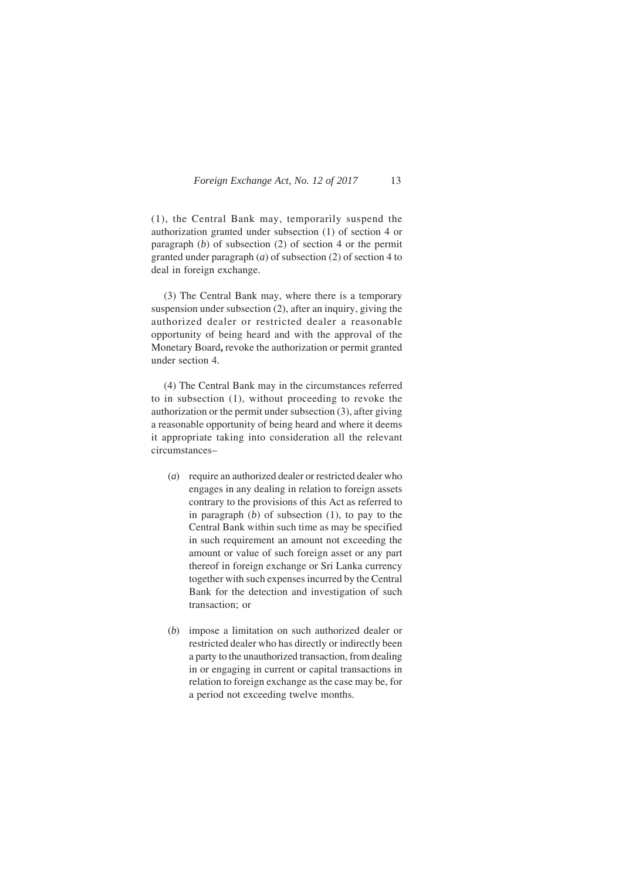(1), the Central Bank may, temporarily suspend the authorization granted under subsection (1) of section 4 or paragraph (*b*) of subsection (2) of section 4 or the permit granted under paragraph (*a*) of subsection (2) of section 4 to deal in foreign exchange.

(3) The Central Bank may, where there is a temporary suspension under subsection (2), after an inquiry, giving the authorized dealer or restricted dealer a reasonable opportunity of being heard and with the approval of the Monetary Board**,** revoke the authorization or permit granted under section 4.

(4) The Central Bank may in the circumstances referred to in subsection (1), without proceeding to revoke the authorization or the permit under subsection (3), after giving a reasonable opportunity of being heard and where it deems it appropriate taking into consideration all the relevant circumstances–

(*a*) require an authorized dealer or restricted dealer who engages in any dealing in relation to foreign assets contrary to the provisions of this Act as referred to in paragraph (*b*) of subsection (1), to pay to the Central Bank within such time as may be specified in such requirement an amount not exceeding the amount or value of such foreign asset or any part thereof in foreign exchange or Sri Lanka currency together with such expenses incurred by the Central Bank for the detection and investigation of such transaction; or

(*b*) impose a limitation on such authorized dealer or restricted dealer who has directly or indirectly been a party to the unauthorized transaction, from dealing in or engaging in current or capital transactions in relation to foreign exchange as the case may be, for a period not exceeding twelve months.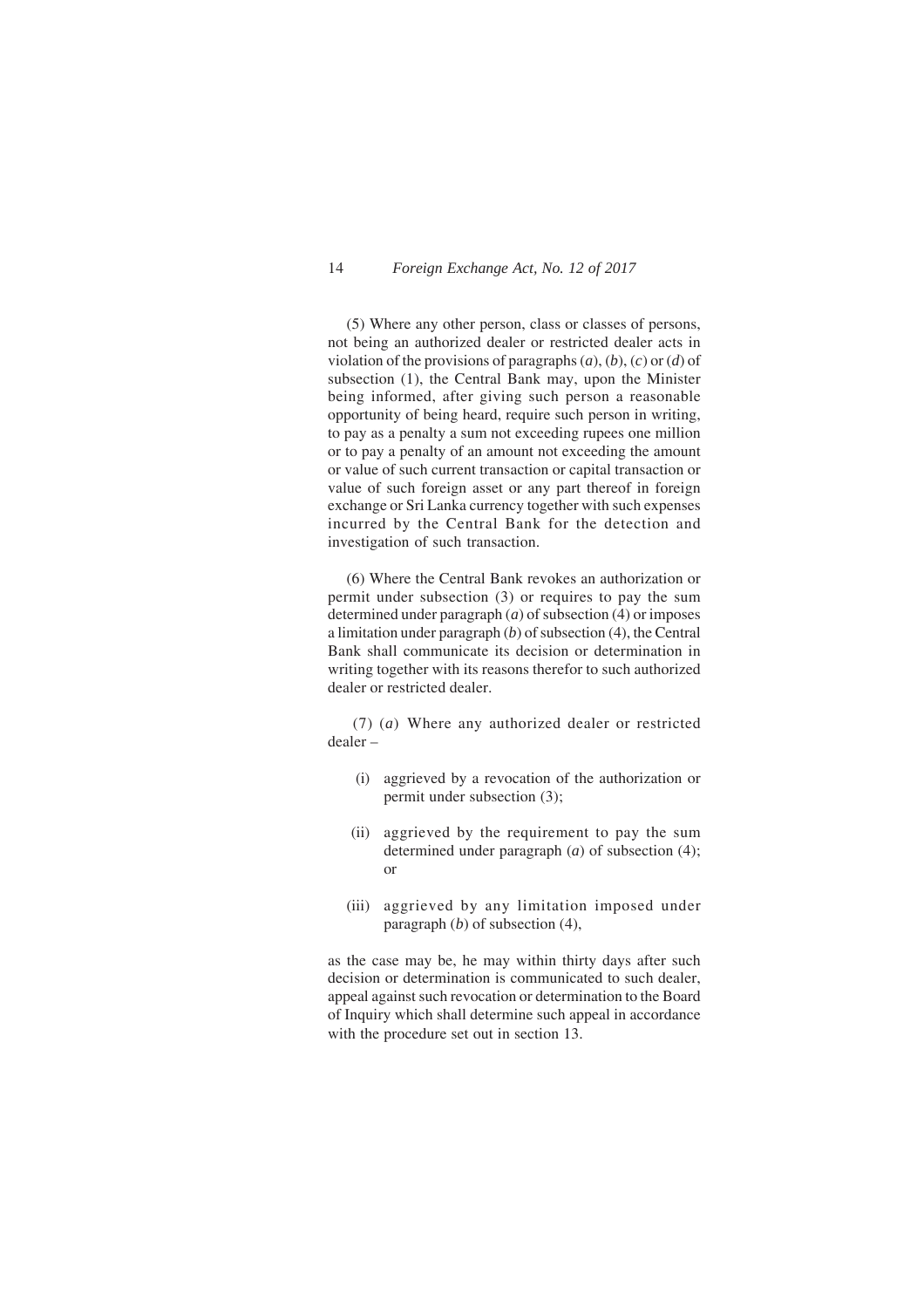(5) Where any other person, class or classes of persons, not being an authorized dealer or restricted dealer acts in violation of the provisions of paragraphs (*a*), (*b*), (*c*) or (*d*) of subsection (1), the Central Bank may, upon the Minister being informed, after giving such person a reasonable opportunity of being heard, require such person in writing, to pay as a penalty a sum not exceeding rupees one million or to pay a penalty of an amount not exceeding the amount or value of such current transaction or capital transaction or value of such foreign asset or any part thereof in foreign exchange or Sri Lanka currency together with such expenses incurred by the Central Bank for the detection and investigation of such transaction.

(6) Where the Central Bank revokes an authorization or permit under subsection (3) or requires to pay the sum determined under paragraph (*a*) of subsection (4) or imposes a limitation under paragraph (*b*) of subsection (4), the Central Bank shall communicate its decision or determination in writing together with its reasons therefor to such authorized dealer or restricted dealer.

(7) (*a*) Where any authorized dealer or restricted dealer –

- (i) aggrieved by a revocation of the authorization or permit under subsection (3);
- (ii) aggrieved by the requirement to pay the sum determined under paragraph (*a*) of subsection (4); or
- (iii) aggrieved by any limitation imposed under paragraph (*b*) of subsection (4),

as the case may be, he may within thirty days after such decision or determination is communicated to such dealer, appeal against such revocation or determination to the Board of Inquiry which shall determine such appeal in accordance with the procedure set out in section 13.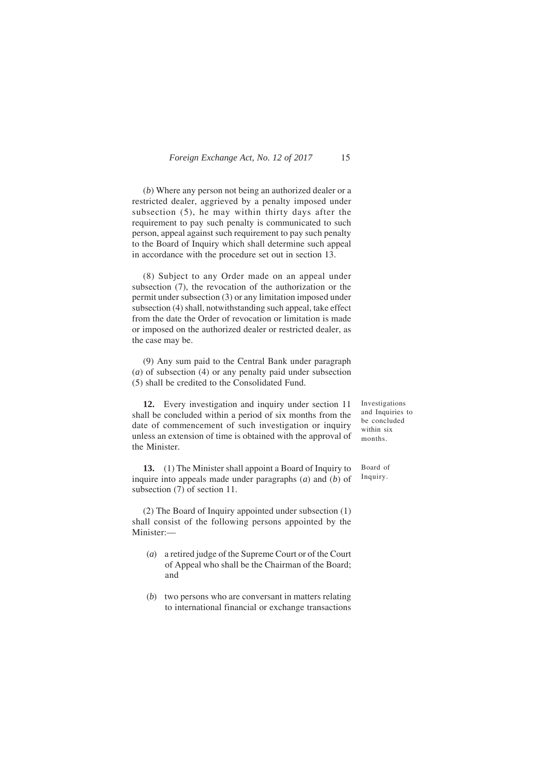(*b*) Where any person not being an authorized dealer or a restricted dealer, aggrieved by a penalty imposed under subsection (5), he may within thirty days after the requirement to pay such penalty is communicated to such person, appeal against such requirement to pay such penalty to the Board of Inquiry which shall determine such appeal in accordance with the procedure set out in section 13.

(8) Subject to any Order made on an appeal under subsection (7), the revocation of the authorization or the permit under subsection (3) or any limitation imposed under subsection (4) shall, notwithstanding such appeal, take effect from the date the Order of revocation or limitation is made or imposed on the authorized dealer or restricted dealer, as the case may be.

(9) Any sum paid to the Central Bank under paragraph (*a*) of subsection (4) or any penalty paid under subsection (5) shall be credited to the Consolidated Fund.

Investigations and Inquiries to be concluded within six months.

**12.** Every investigation and inquiry under section 11 shall be concluded within a period of six months from the date of commencement of such investigation or inquiry unless an extension of time is obtained with the approval of the Minister.

Board of Inquiry.

**13.** (1) The Minister shall appoint a Board of Inquiry to inquire into appeals made under paragraphs (*a*) and (*b*) of subsection (7) of section 11.

(2) The Board of Inquiry appointed under subsection (1) shall consist of the following persons appointed by the Minister:—

(*a*) a retired judge of the Supreme Court or of the Court of Appeal who shall be the Chairman of the Board; and

(*b*) two persons who are conversant in matters relating to international financial or exchange transactions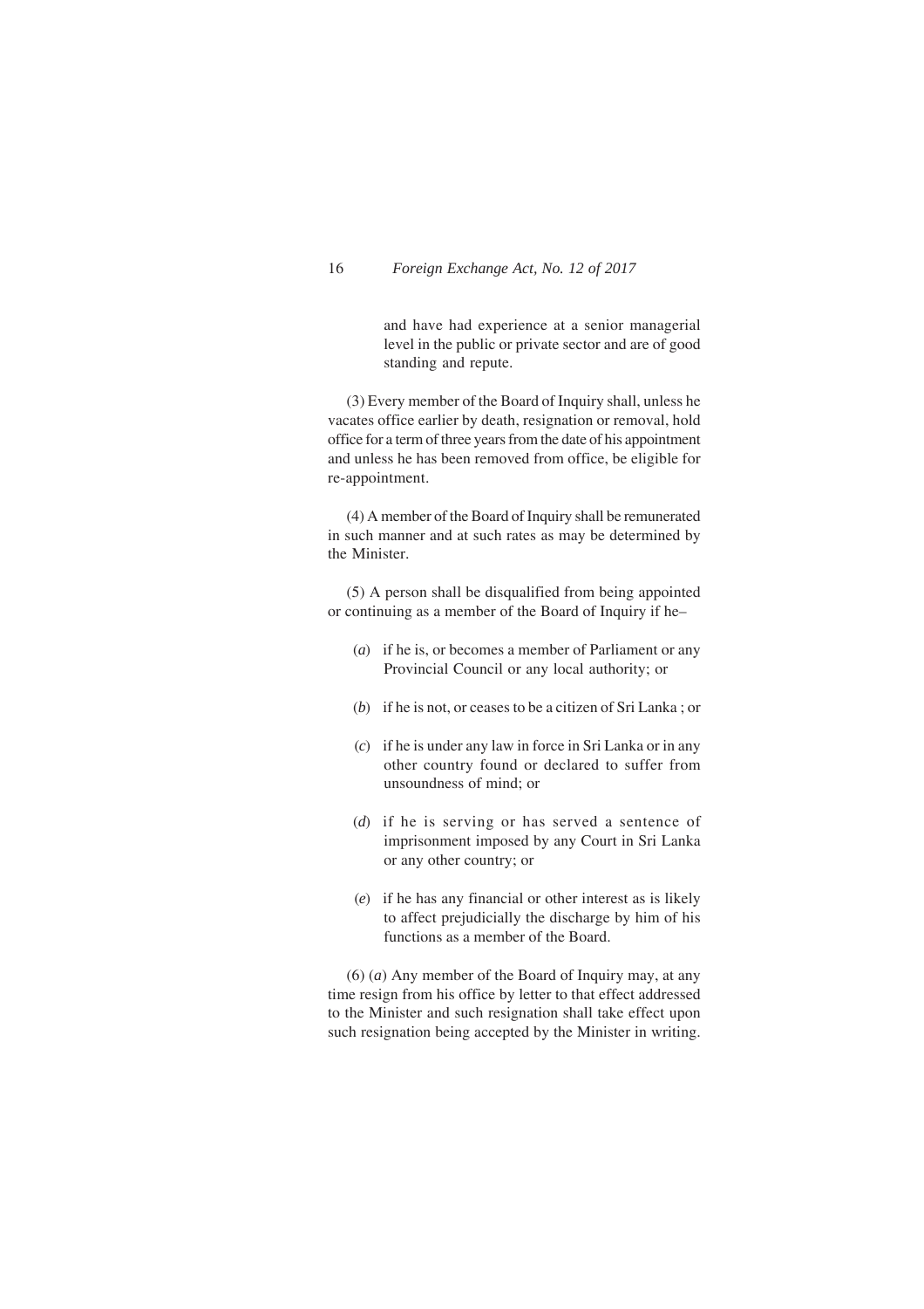and have had experience at a senior managerial level in the public or private sector and are of good standing and repute.

(3) Every member of the Board of Inquiry shall, unless he vacates office earlier by death, resignation or removal, hold office for a term of three years from the date of his appointment and unless he has been removed from office, be eligible for re-appointment.

(4) A member of the Board of Inquiry shall be remunerated in such manner and at such rates as may be determined by the Minister.

(5) A person shall be disqualified from being appointed or continuing as a member of the Board of Inquiry if he–

(*a*) if he is, or becomes a member of Parliament or any Provincial Council or any local authority; or

(*b*) if he is not, or ceases to be a citizen of Sri Lanka ; or

(*c*) if he is under any law in force in Sri Lanka or in any other country found or declared to suffer from unsoundness of mind; or

(*d*) if he is serving or has served a sentence of imprisonment imposed by any Court in Sri Lanka or any other country; or

(*e*) if he has any financial or other interest as is likely to affect prejudicially the discharge by him of his functions as a member of the Board.

(6) (*a*) Any member of the Board of Inquiry may, at any time resign from his office by letter to that effect addressed to the Minister and such resignation shall take effect upon such resignation being accepted by the Minister in writing.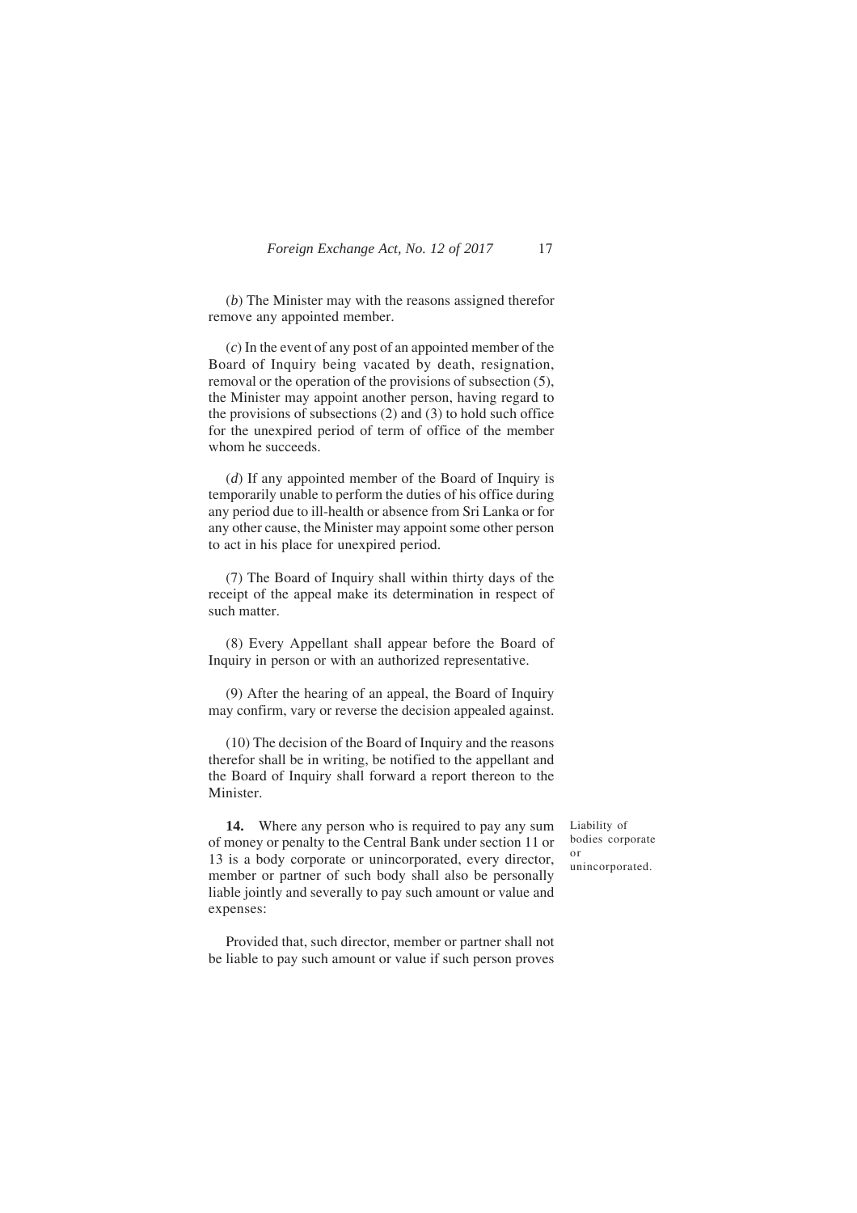(*b*) The Minister may with the reasons assigned therefor remove any appointed member.

(*c*) In the event of any post of an appointed member of the Board of Inquiry being vacated by death, resignation, removal or the operation of the provisions of subsection (5), the Minister may appoint another person, having regard to the provisions of subsections (2) and (3) to hold such office for the unexpired period of term of office of the member whom he succeeds.

(*d*) If any appointed member of the Board of Inquiry is temporarily unable to perform the duties of his office during any period due to ill-health or absence from Sri Lanka or for any other cause, the Minister may appoint some other person to act in his place for unexpired period.

(7) The Board of Inquiry shall within thirty days of the receipt of the appeal make its determination in respect of such matter.

(8) Every Appellant shall appear before the Board of Inquiry in person or with an authorized representative.

(9) After the hearing of an appeal, the Board of Inquiry may confirm, vary or reverse the decision appealed against.

(10) The decision of the Board of Inquiry and the reasons therefor shall be in writing, be notified to the appellant and the Board of Inquiry shall forward a report thereon to the Minister.

Liability of bodies corporate or unincorporated.

**14.** Where any person who is required to pay any sum of money or penalty to the Central Bank under section 11 or 13 is a body corporate or unincorporated, every director, member or partner of such body shall also be personally liable jointly and severally to pay such amount or value and expenses:

Provided that, such director, member or partner shall not be liable to pay such amount or value if such person proves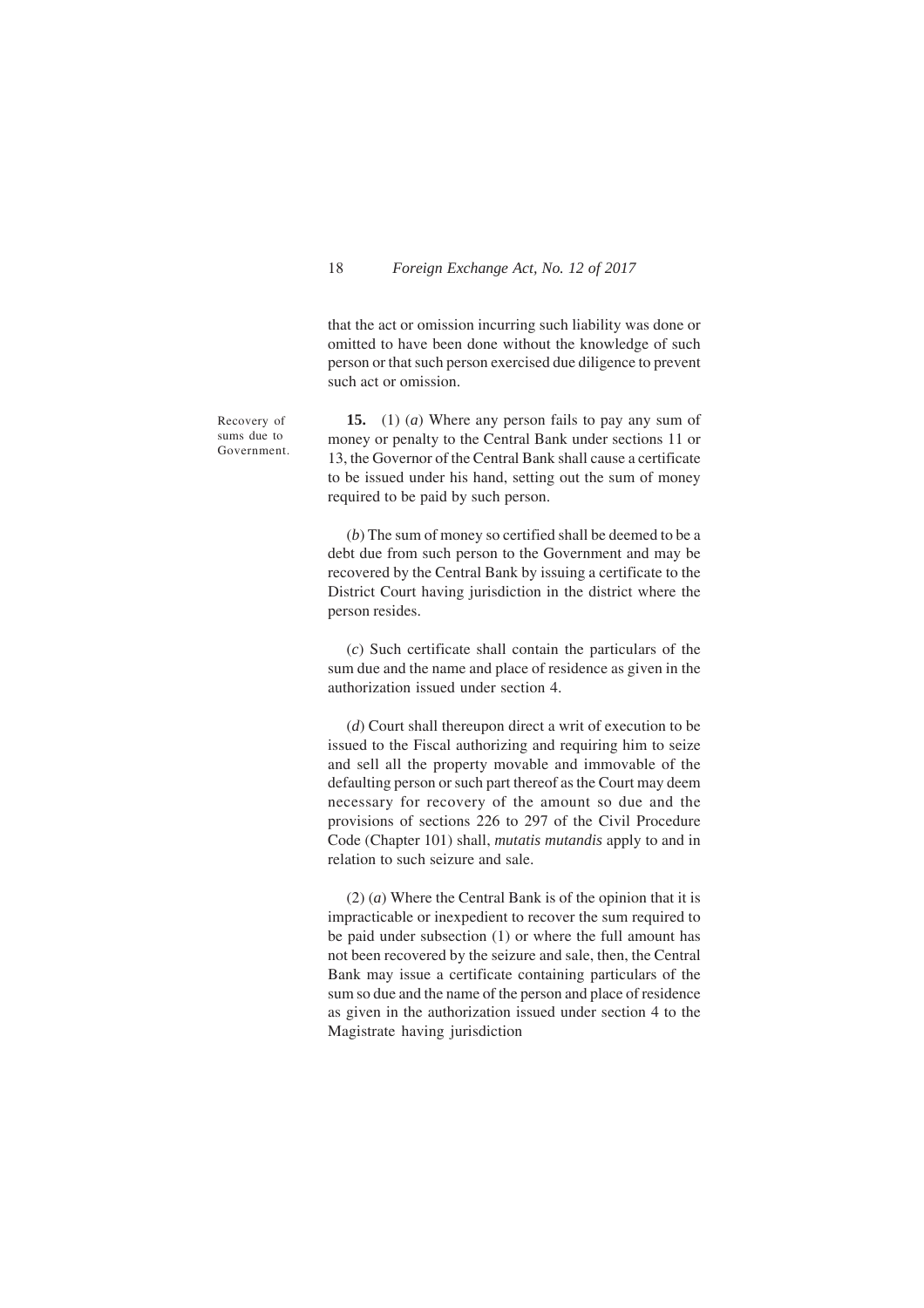that the act or omission incurring such liability was done or omitted to have been done without the knowledge of such person or that such person exercised due diligence to prevent such act or omission.

Recovery of sums due to Government.

**15.** (1) (*a*) Where any person fails to pay any sum of money or penalty to the Central Bank under sections 11 or 13, the Governor of the Central Bank shall cause a certificate to be issued under his hand, setting out the sum of money required to be paid by such person.

(*b*) The sum of money so certified shall be deemed to be a debt due from such person to the Government and may be recovered by the Central Bank by issuing a certificate to the District Court having jurisdiction in the district where the person resides.

(*c*) Such certificate shall contain the particulars of the sum due and the name and place of residence as given in the authorization issued under section 4.

(*d*) Court shall thereupon direct a writ of execution to be issued to the Fiscal authorizing and requiring him to seize and sell all the property movable and immovable of the defaulting person or such part thereof as the Court may deem necessary for recovery of the amount so due and the provisions of sections 226 to 297 of the Civil Procedure Code (Chapter 101) shall, *mutatis mutandis* apply to and in relation to such seizure and sale.

(2) (*a*) Where the Central Bank is of the opinion that it is impracticable or inexpedient to recover the sum required to be paid under subsection (1) or where the full amount has not been recovered by the seizure and sale, then, the Central Bank may issue a certificate containing particulars of the sum so due and the name of the person and place of residence as given in the authorization issued under section 4 to the Magistrate having jurisdiction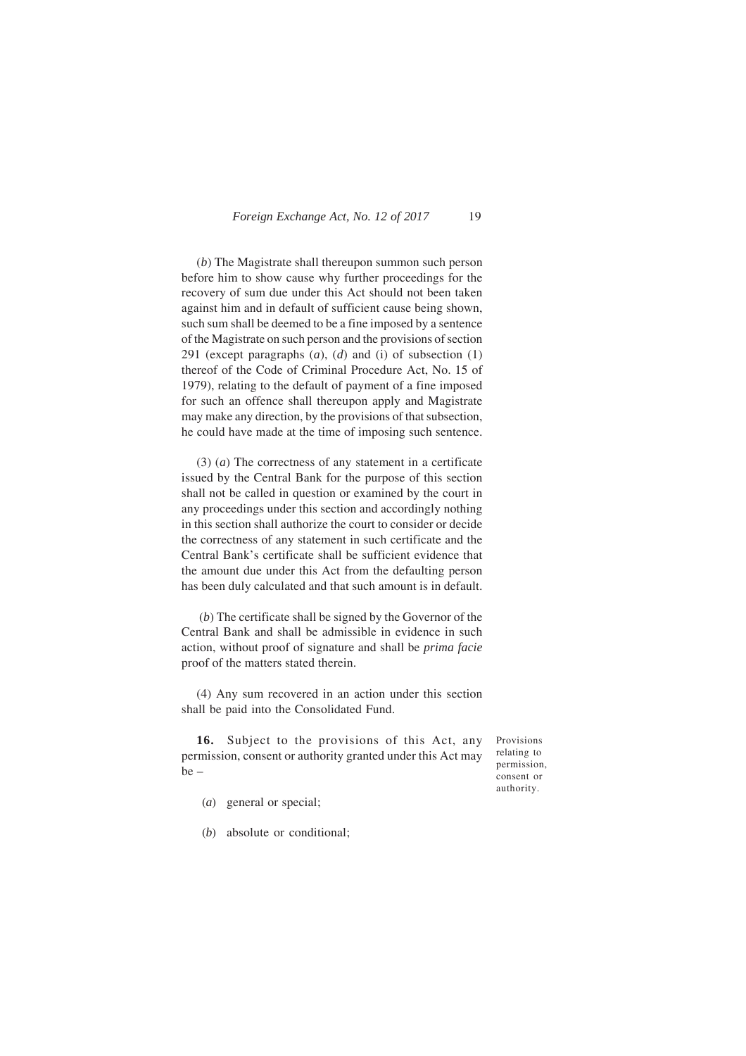(*b*) The Magistrate shall thereupon summon such person before him to show cause why further proceedings for the recovery of sum due under this Act should not been taken against him and in default of sufficient cause being shown, such sum shall be deemed to be a fine imposed by a sentence of the Magistrate on such person and the provisions of section 291 (except paragraphs (*a*), (*d*) and (i) of subsection (1) thereof of the Code of Criminal Procedure Act, No. 15 of 1979), relating to the default of payment of a fine imposed for such an offence shall thereupon apply and Magistrate may make any direction, by the provisions of that subsection, he could have made at the time of imposing such sentence.

(3) (*a*) The correctness of any statement in a certificate issued by the Central Bank for the purpose of this section shall not be called in question or examined by the court in any proceedings under this section and accordingly nothing in this section shall authorize the court to consider or decide the correctness of any statement in such certificate and the Central Bank's certificate shall be sufficient evidence that the amount due under this Act from the defaulting person has been duly calculated and that such amount is in default.

(*b*) The certificate shall be signed by the Governor of the Central Bank and shall be admissible in evidence in such action, without proof of signature and shall be *prima facie* proof of the matters stated therein.

(4) Any sum recovered in an action under this section shall be paid into the Consolidated Fund.

Provisions relating to permission, consent or authority.

**16.** Subject to the provisions of this Act, any permission, consent or authority granted under this Act may be –

(*a*) general or special;

(*b*) absolute or conditional;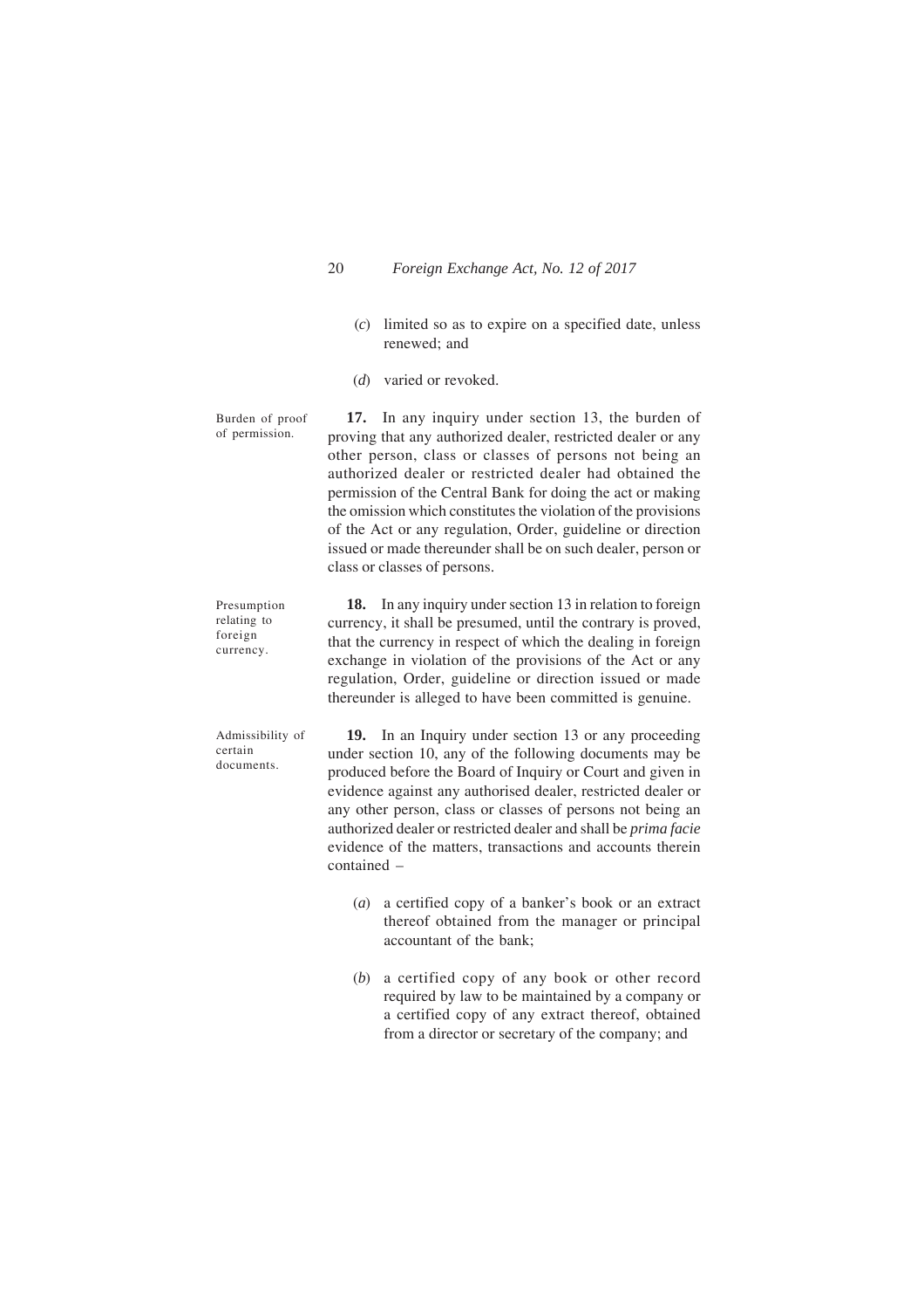(*c*) limited so as to expire on a specified date, unless renewed; and

(*d*) varied or revoked.

Burden of proof of permission.

**17.** In any inquiry under section 13, the burden of proving that any authorized dealer, restricted dealer or any other person, class or classes of persons not being an authorized dealer or restricted dealer had obtained the permission of the Central Bank for doing the act or making the omission which constitutes the violation of the provisions of the Act or any regulation, Order, guideline or direction issued or made thereunder shall be on such dealer, person or class or classes of persons.

Presumption relating to foreign currency.

**18.** In any inquiry under section 13 in relation to foreign currency, it shall be presumed, until the contrary is proved, that the currency in respect of which the dealing in foreign exchange in violation of the provisions of the Act or any regulation, Order, guideline or direction issued or made thereunder is alleged to have been committed is genuine.

Admissibility of certain documents.

**19.** In an Inquiry under section 13 or any proceeding under section 10, any of the following documents may be produced before the Board of Inquiry or Court and given in evidence against any authorised dealer, restricted dealer or any other person, class or classes of persons not being an authorized dealer or restricted dealer and shall be *prima facie* evidence of the matters, transactions and accounts therein contained –

(*a*) a certified copy of a banker's book or an extract thereof obtained from the manager or principal accountant of the bank;

(*b*) a certified copy of any book or other record required by law to be maintained by a company or a certified copy of any extract thereof, obtained from a director or secretary of the company; and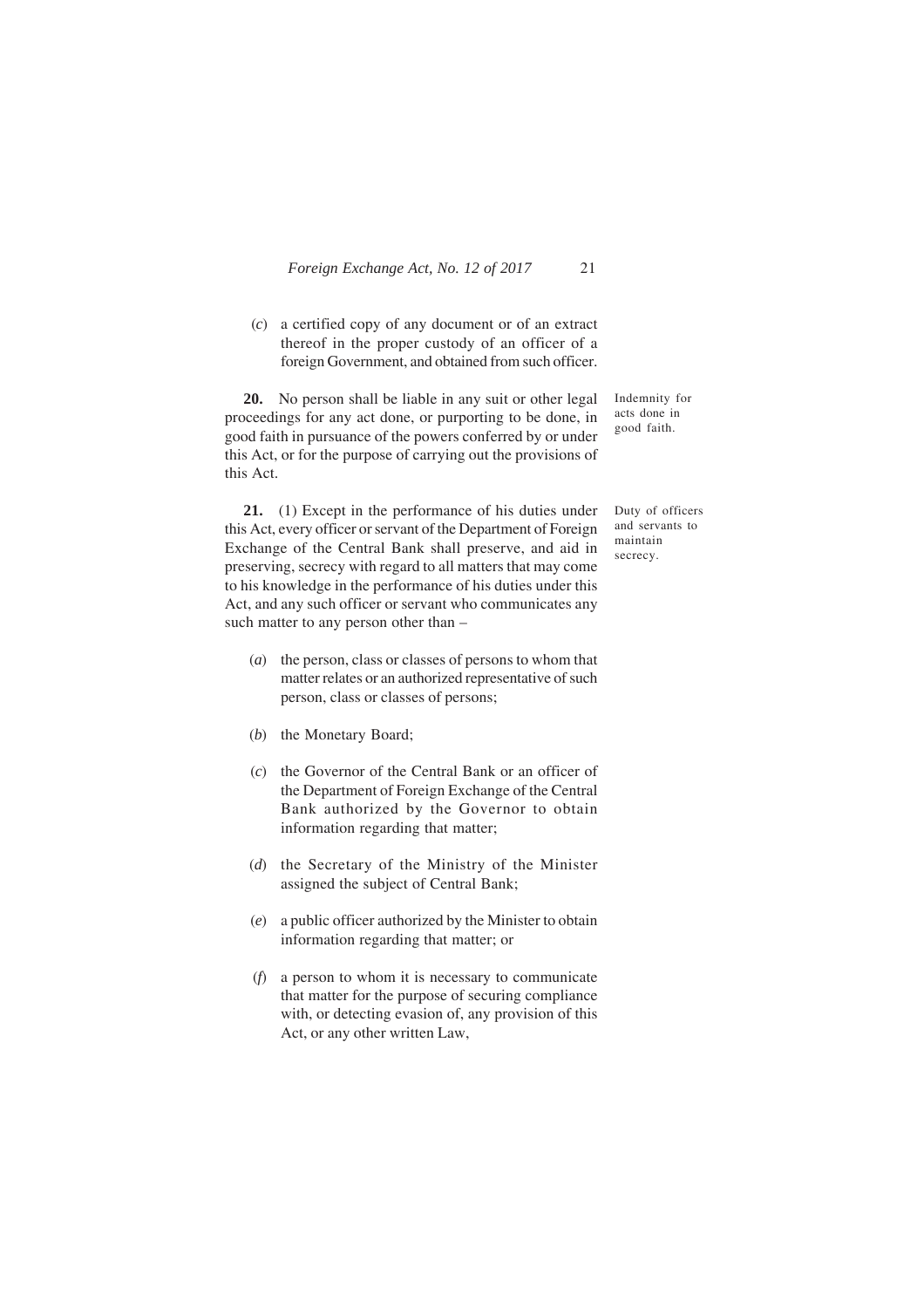(*c*) a certified copy of any document or of an extract thereof in the proper custody of an officer of a foreign Government, and obtained from such officer.

Indemnity for acts done in good faith.

**20.** No person shall be liable in any suit or other legal proceedings for any act done, or purporting to be done, in good faith in pursuance of the powers conferred by or under this Act, or for the purpose of carrying out the provisions of this Act.

Duty of officers and servants to maintain secrecy.

**21.** (1) Except in the performance of his duties under this Act, every officer or servant of the Department of Foreign Exchange of the Central Bank shall preserve, and aid in preserving, secrecy with regard to all matters that may come to his knowledge in the performance of his duties under this Act, and any such officer or servant who communicates any such matter to any person other than –

(*a*) the person, class or classes of persons to whom that matter relates or an authorized representative of such person, class or classes of persons;

(*b*) the Monetary Board;

(*c*) the Governor of the Central Bank or an officer of the Department of Foreign Exchange of the Central Bank authorized by the Governor to obtain information regarding that matter;

(*d*) the Secretary of the Ministry of the Minister assigned the subject of Central Bank;

(*e*) a public officer authorized by the Minister to obtain information regarding that matter; or

(*f*) a person to whom it is necessary to communicate that matter for the purpose of securing compliance with, or detecting evasion of, any provision of this Act, or any other written Law,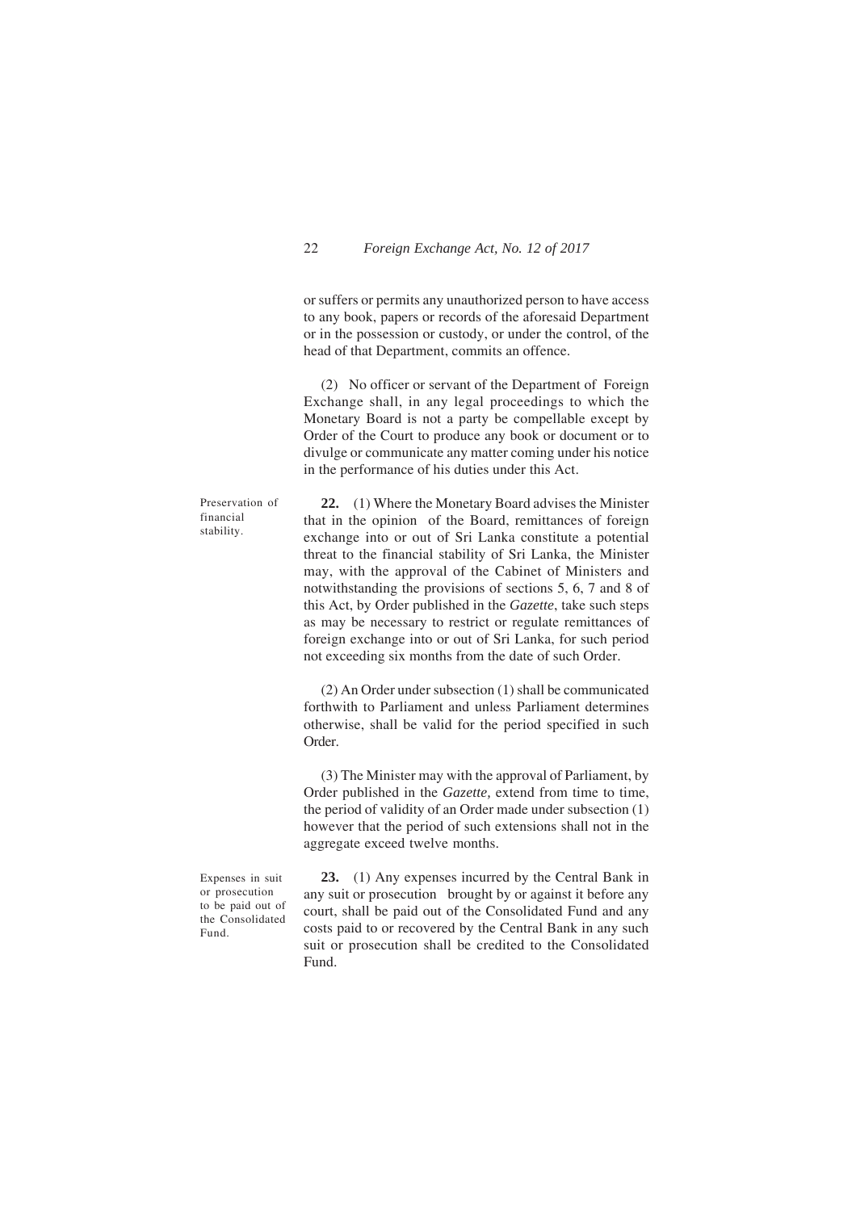or suffers or permits any unauthorized person to have access to any book, papers or records of the aforesaid Department or in the possession or custody, or under the control, of the head of that Department, commits an offence.

(2) No officer or servant of the Department of Foreign Exchange shall, in any legal proceedings to which the Monetary Board is not a party be compellable except by Order of the Court to produce any book or document or to divulge or communicate any matter coming under his notice in the performance of his duties under this Act.

Preservation of financial stability.

**22.** (1) Where the Monetary Board advises the Minister that in the opinion of the Board, remittances of foreign exchange into or out of Sri Lanka constitute a potential threat to the financial stability of Sri Lanka, the Minister may, with the approval of the Cabinet of Ministers and notwithstanding the provisions of sections 5, 6, 7 and 8 of this Act, by Order published in the *Gazette*, take such steps as may be necessary to restrict or regulate remittances of foreign exchange into or out of Sri Lanka, for such period not exceeding six months from the date of such Order.

(2) An Order under subsection (1) shall be communicated forthwith to Parliament and unless Parliament determines otherwise, shall be valid for the period specified in such Order.

(3) The Minister may with the approval of Parliament, by Order published in the *Gazette,* extend from time to time, the period of validity of an Order made under subsection (1) however that the period of such extensions shall not in the aggregate exceed twelve months.

Expenses in suit or prosecution to be paid out of the Consolidated Fund.

**23.** (1) Any expenses incurred by the Central Bank in any suit or prosecution brought by or against it before any court, shall be paid out of the Consolidated Fund and any costs paid to or recovered by the Central Bank in any such suit or prosecution shall be credited to the Consolidated Fund.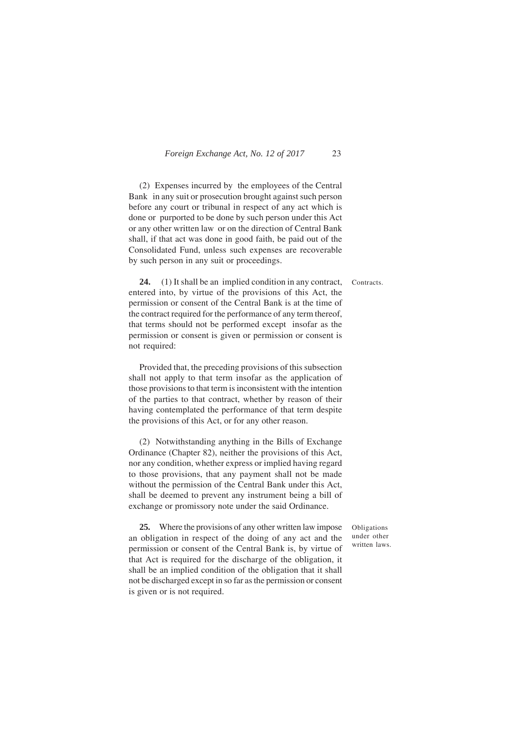(2) Expenses incurred by the employees of the Central Bank in any suit or prosecution brought against such person before any court or tribunal in respect of any act which is done or purported to be done by such person under this Act or any other written law or on the direction of Central Bank shall, if that act was done in good faith, be paid out of the Consolidated Fund, unless such expenses are recoverable by such person in any suit or proceedings.

Contracts.

**24.** (1) It shall be an implied condition in any contract, entered into, by virtue of the provisions of this Act, the permission or consent of the Central Bank is at the time of the contract required for the performance of any term thereof, that terms should not be performed except insofar as the permission or consent is given or permission or consent is not required:

Provided that, the preceding provisions of this subsection shall not apply to that term insofar as the application of those provisions to that term is inconsistent with the intention of the parties to that contract, whether by reason of their having contemplated the performance of that term despite the provisions of this Act, or for any other reason.

(2) Notwithstanding anything in the Bills of Exchange Ordinance (Chapter 82), neither the provisions of this Act, nor any condition, whether express or implied having regard to those provisions, that any payment shall not be made without the permission of the Central Bank under this Act, shall be deemed to prevent any instrument being a bill of exchange or promissory note under the said Ordinance.

Obligations under other written laws.

**25.** Where the provisions of any other written law impose an obligation in respect of the doing of any act and the permission or consent of the Central Bank is, by virtue of that Act is required for the discharge of the obligation, it shall be an implied condition of the obligation that it shall not be discharged except in so far as the permission or consent is given or is not required.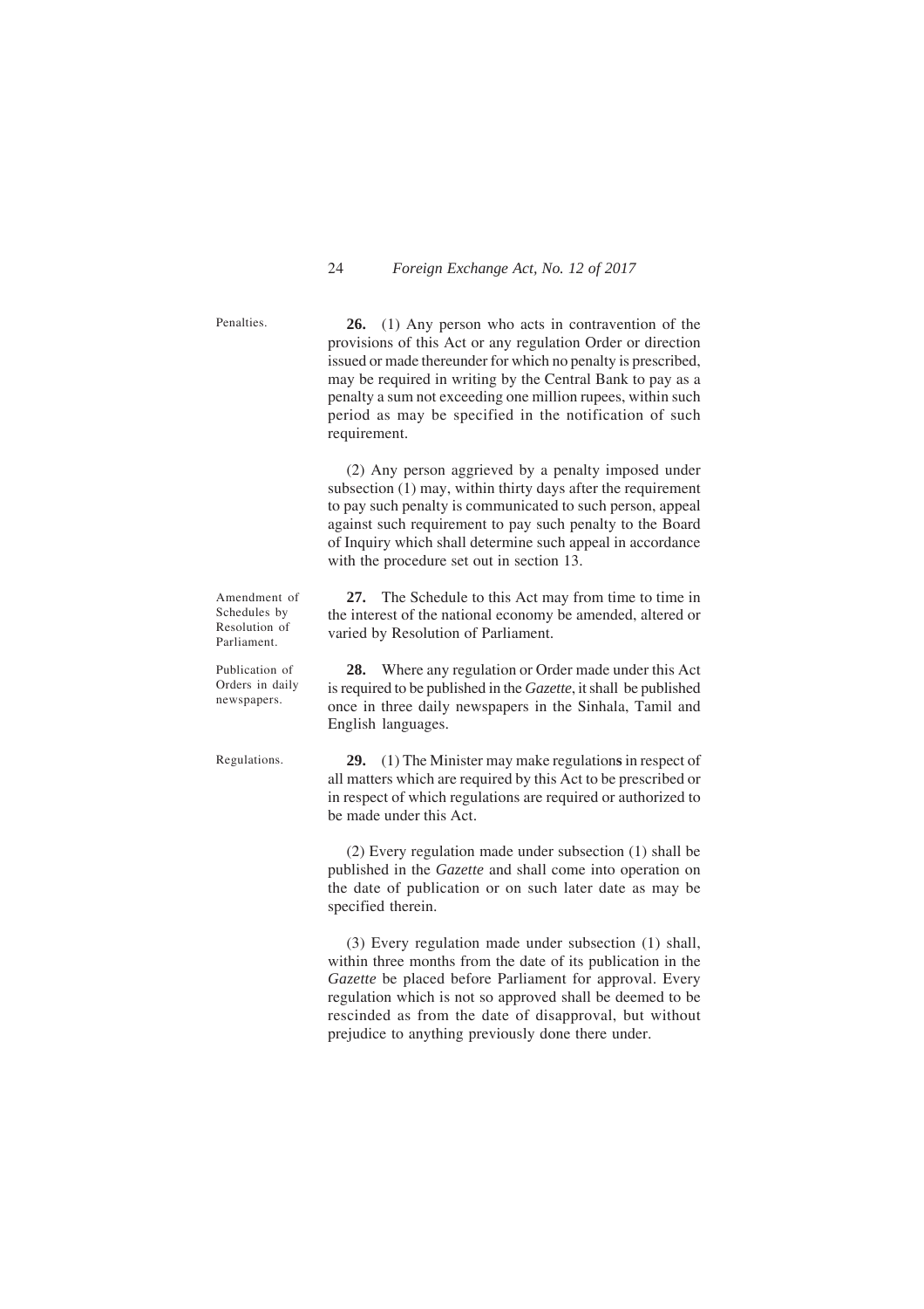Penalties.

**26.** (1) Any person who acts in contravention of the provisions of this Act or any regulation Order or direction issued or made thereunder for which no penalty is prescribed, may be required in writing by the Central Bank to pay as a penalty a sum not exceeding one million rupees, within such period as may be specified in the notification of such requirement.

(2) Any person aggrieved by a penalty imposed under subsection (1) may, within thirty days after the requirement to pay such penalty is communicated to such person, appeal against such requirement to pay such penalty to the Board of Inquiry which shall determine such appeal in accordance with the procedure set out in section 13.

Amendment of Schedules by Resolution of Parliament.

**27.** The Schedule to this Act may from time to time in the interest of the national economy be amended, altered or varied by Resolution of Parliament.

Publication of Orders in daily newspapers.

**28.** Where any regulation or Order made under this Act is required to be published in the *Gazette*, it shall be published once in three daily newspapers in the Sinhala, Tamil and English languages.

Regulations.

**29.** (1) The Minister may make regulations in respect of all matters which are required by this Act to be prescribed or in respect of which regulations are required or authorized to be made under this Act.

(2) Every regulation made under subsection (1) shall be published in the *Gazette* and shall come into operation on the date of publication or on such later date as may be specified therein.

(3) Every regulation made under subsection (1) shall, within three months from the date of its publication in the *Gazette* be placed before Parliament for approval. Every regulation which is not so approved shall be deemed to be rescinded as from the date of disapproval, but without prejudice to anything previously done there under.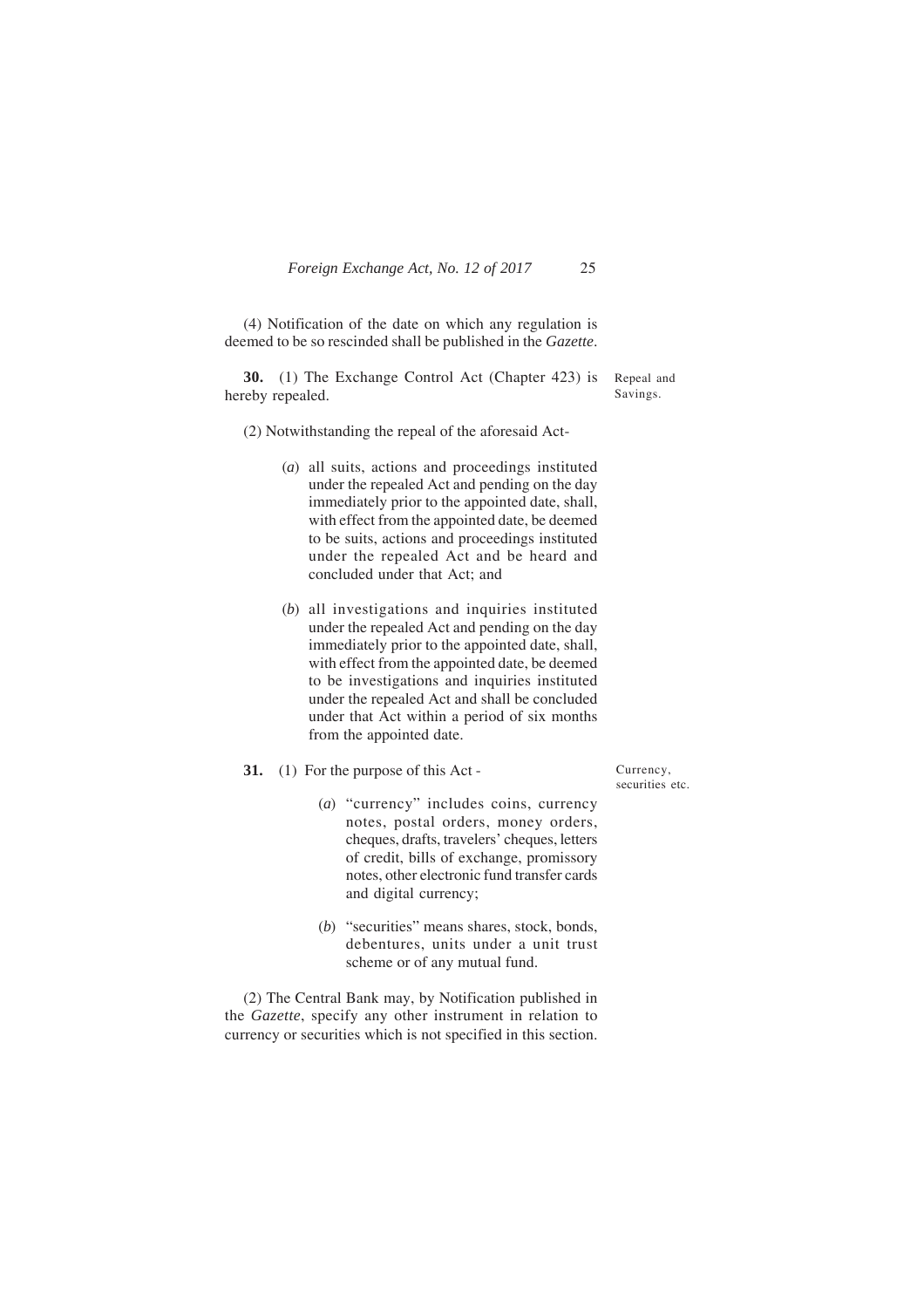(4) Notification of the date on which any regulation is deemed to be so rescinded shall be published in the *Gazette*.

Repeal and Savings.

**30.** (1) The Exchange Control Act (Chapter 423) is hereby repealed.

(2) Notwithstanding the repeal of the aforesaid Act-

(*a*) all suits, actions and proceedings instituted under the repealed Act and pending on the day immediately prior to the appointed date, shall, with effect from the appointed date, be deemed to be suits, actions and proceedings instituted under the repealed Act and be heard and concluded under that Act; and

(*b*) all investigations and inquiries instituted under the repealed Act and pending on the day immediately prior to the appointed date, shall, with effect from the appointed date, be deemed to be investigations and inquiries instituted under the repealed Act and shall be concluded under that Act within a period of six months from the appointed date.

Currency, securities etc.

**31.** (1) For the purpose of this Act -

(*a*) "currency" includes coins, currency notes, postal orders, money orders, cheques, drafts, travelers' cheques, letters of credit, bills of exchange, promissory notes, other electronic fund transfer cards and digital currency;

(*b*) "securities" means shares, stock, bonds, debentures, units under a unit trust scheme or of any mutual fund.

(2) The Central Bank may, by Notification published in the *Gazette*, specify any other instrument in relation to currency or securities which is not specified in this section.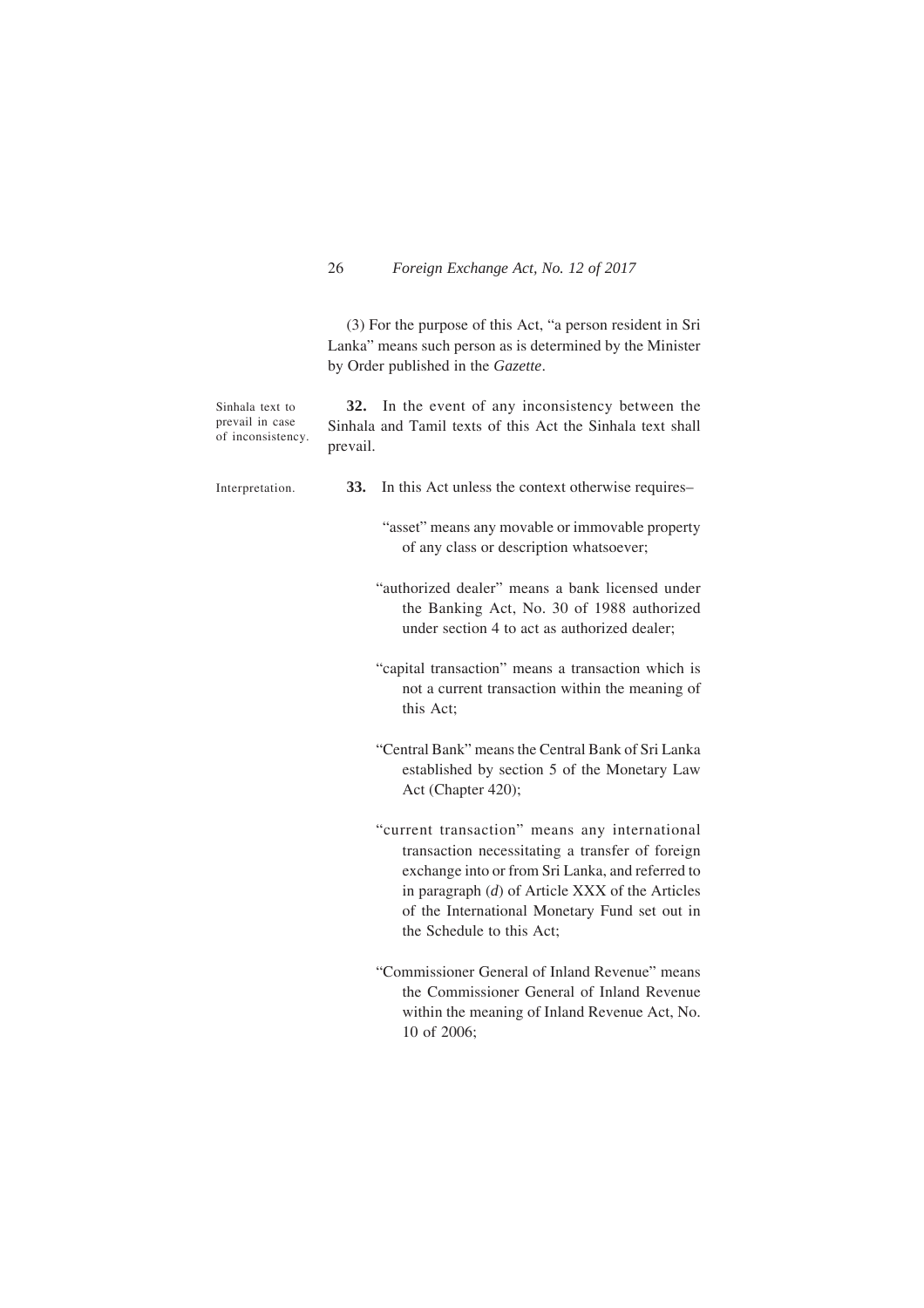(3) For the purpose of this Act, "a person resident in Sri Lanka" means such person as is determined by the Minister by Order published in the *Gazette*.

Sinhala text to prevail in case of inconsistency.

**32.** In the event of any inconsistency between the Sinhala and Tamil texts of this Act the Sinhala text shall prevail.

Interpretation.

**33.** In this Act unless the context otherwise requires–

"asset" means any movable or immovable property of any class or description whatsoever;

"authorized dealer" means a bank licensed under the Banking Act, No. 30 of 1988 authorized under section 4 to act as authorized dealer;

"capital transaction" means a transaction which is not a current transaction within the meaning of this Act;

"Central Bank" means the Central Bank of Sri Lanka established by section 5 of the Monetary Law Act (Chapter 420);

"current transaction" means any international transaction necessitating a transfer of foreign exchange into or from Sri Lanka, and referred to in paragraph (*d*) of Article XXX of the Articles of the International Monetary Fund set out in the Schedule to this Act;

"Commissioner General of Inland Revenue" means the Commissioner General of Inland Revenue within the meaning of Inland Revenue Act, No. 10 of 2006;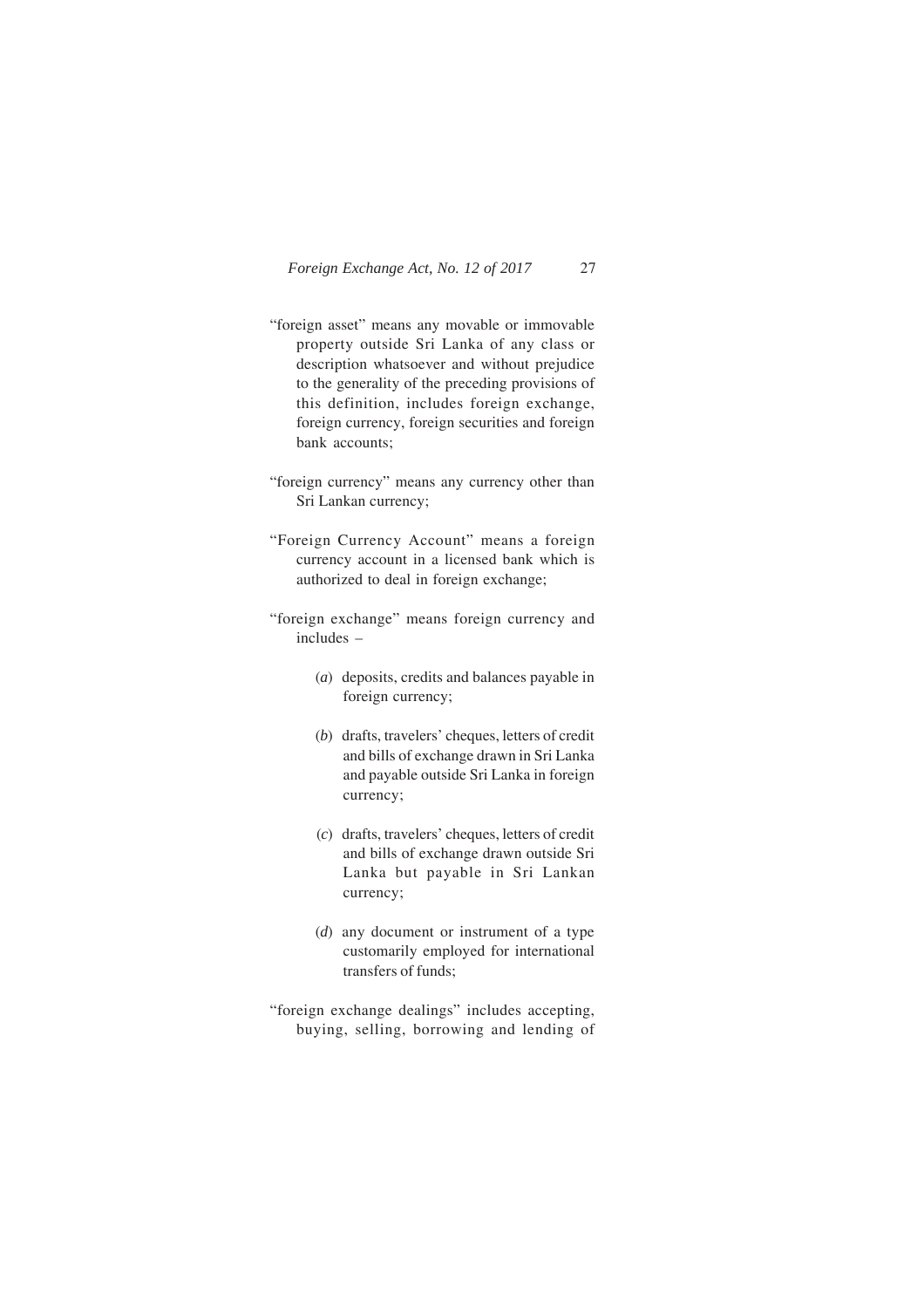"foreign asset" means any movable or immovable property outside Sri Lanka of any class or description whatsoever and without prejudice to the generality of the preceding provisions of this definition, includes foreign exchange, foreign currency, foreign securities and foreign bank accounts;

"foreign currency" means any currency other than Sri Lankan currency;

"Foreign Currency Account" means a foreign currency account in a licensed bank which is authorized to deal in foreign exchange;

"foreign exchange" means foreign currency and includes –

(*a*) deposits, credits and balances payable in foreign currency;

(*b*) drafts, travelers' cheques, letters of credit and bills of exchange drawn in Sri Lanka and payable outside Sri Lanka in foreign currency;

(*c*) drafts, travelers' cheques, letters of credit and bills of exchange drawn outside Sri Lanka but payable in Sri Lankan currency;

(*d*) any document or instrument of a type customarily employed for international transfers of funds;

"foreign exchange dealings" includes accepting, buying, selling, borrowing and lending of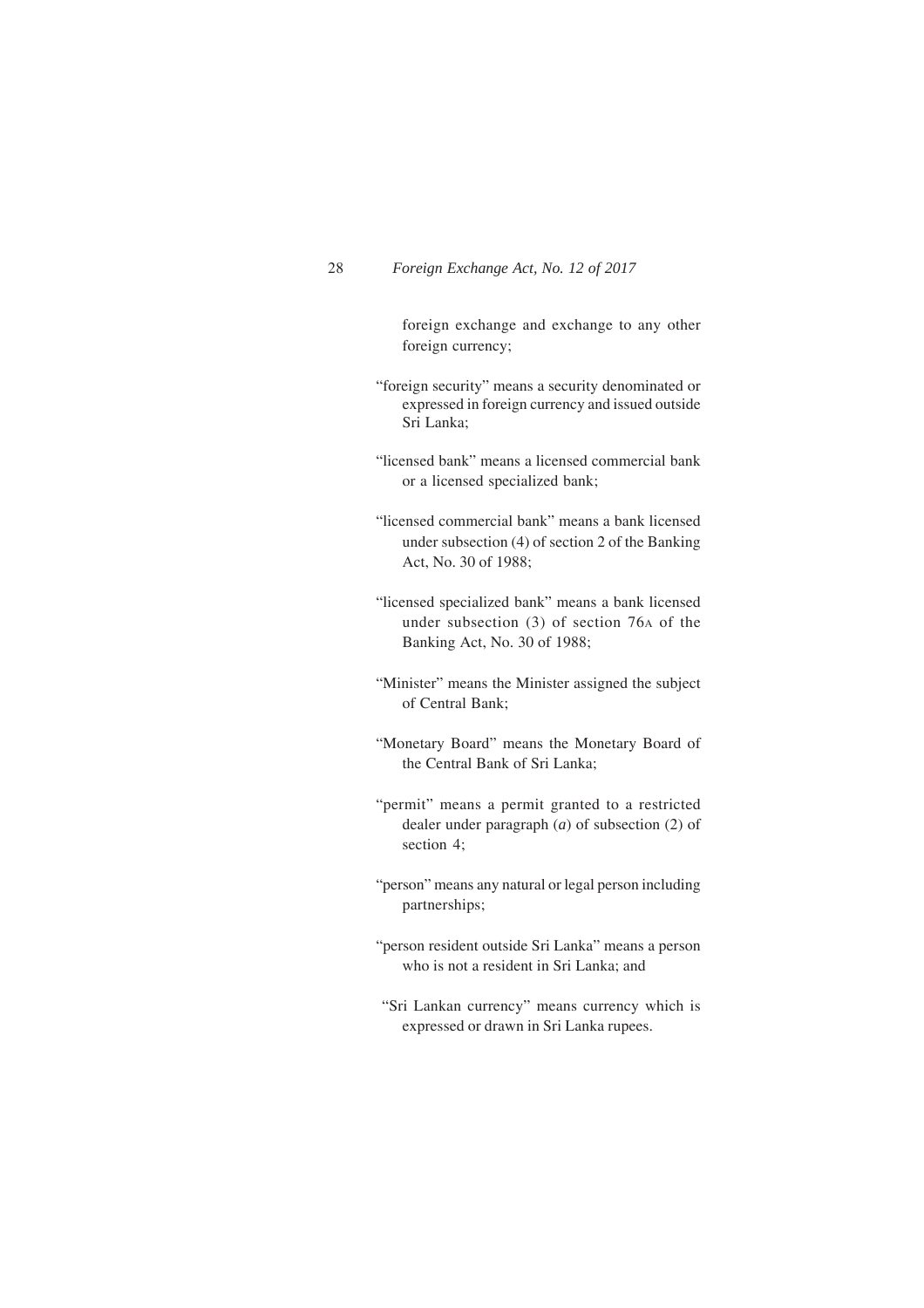foreign exchange and exchange to any other foreign currency;

"foreign security" means a security denominated or expressed in foreign currency and issued outside Sri Lanka;

"licensed bank" means a licensed commercial bank or a licensed specialized bank;

"licensed commercial bank" means a bank licensed under subsection (4) of section 2 of the Banking Act, No. 30 of 1988;

"licensed specialized bank" means a bank licensed under subsection (3) of section 76A of the Banking Act, No. 30 of 1988;

"Minister" means the Minister assigned the subject of Central Bank;

"Monetary Board" means the Monetary Board of the Central Bank of Sri Lanka;

"permit" means a permit granted to a restricted dealer under paragraph (*a*) of subsection (2) of section 4;

"person" means any natural or legal person including partnerships;

"person resident outside Sri Lanka" means a person who is not a resident in Sri Lanka; and

"Sri Lankan currency" means currency which is expressed or drawn in Sri Lanka rupees.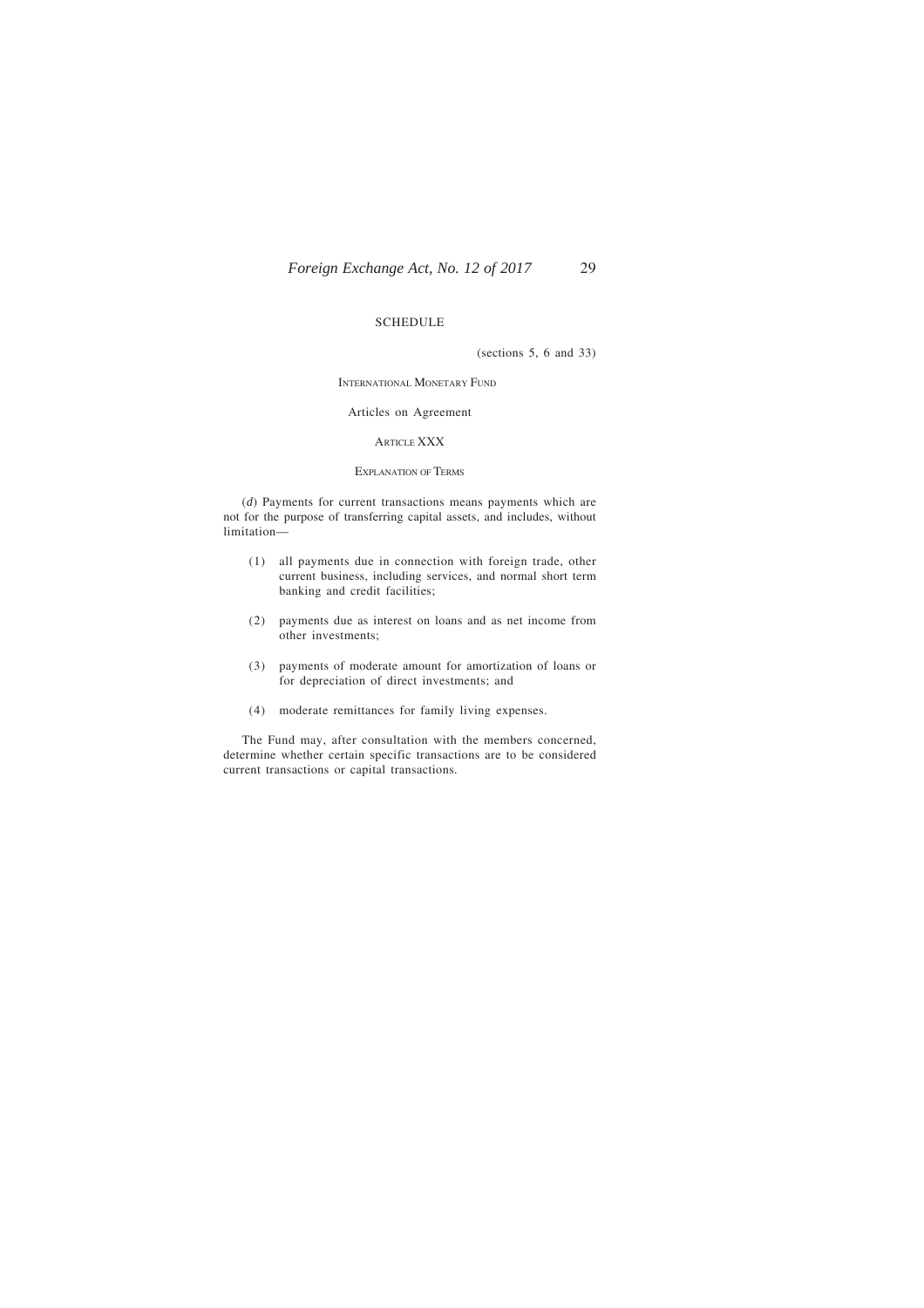# SCHEDULE

(sections 5, 6 and 33)

## INTERNATIONAL MONETARY FUND

Articles on Agreement

### ARTICLE XXX

### EXPLANATION OF TERMS

(*d*) Payments for current transactions means payments which are not for the purpose of transferring capital assets, and includes, without limitation—

(1) all payments due in connection with foreign trade, other current business, including services, and normal short term banking and credit facilities;

(2) payments due as interest on loans and as net income from other investments;

(3) payments of moderate amount for amortization of loans or for depreciation of direct investments; and

(4) moderate remittances for family living expenses.

The Fund may, after consultation with the members concerned, determine whether certain specific transactions are to be considered current transactions or capital transactions.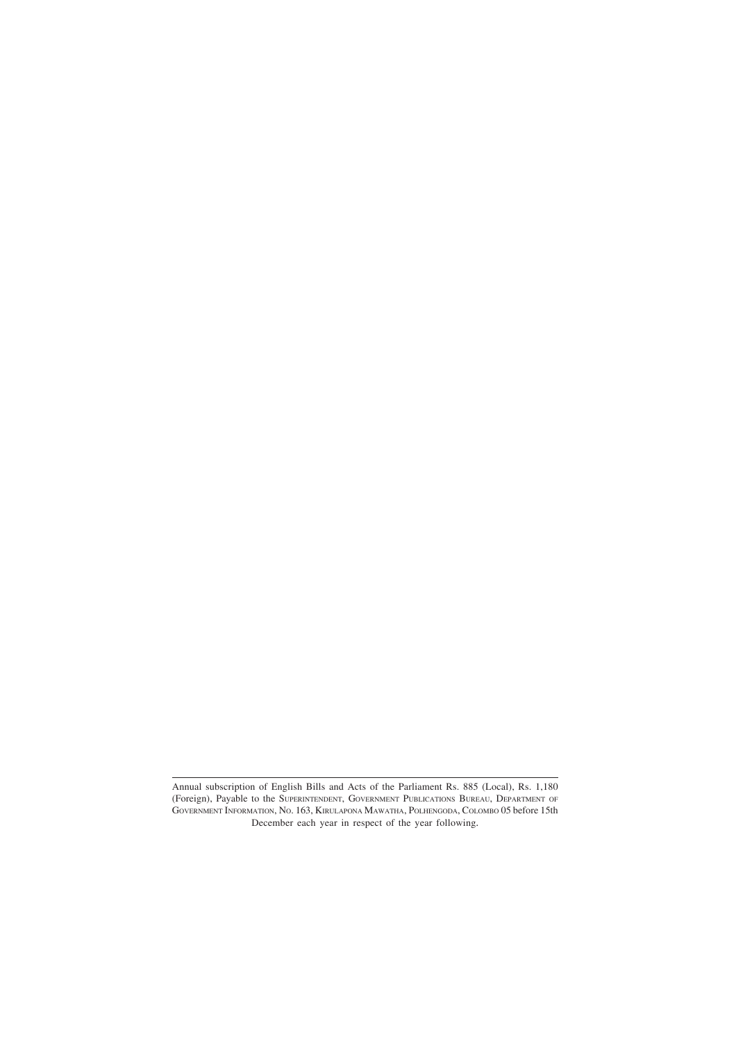Annual subscription of English Bills and Acts of the Parliament Rs. 885 (Local), Rs. 1,180 (Foreign), Payable to the SUPERINTENDENT, GOVERNMENT PUBLICATIONS BUREAU, DEPARTMENT OF GOVERNMENT INFORMATION, NO. 163, KIRULAPONA MAWATHA, POLHENGODA, COLOMBO 05 before 15th December each year in respect of the year following.